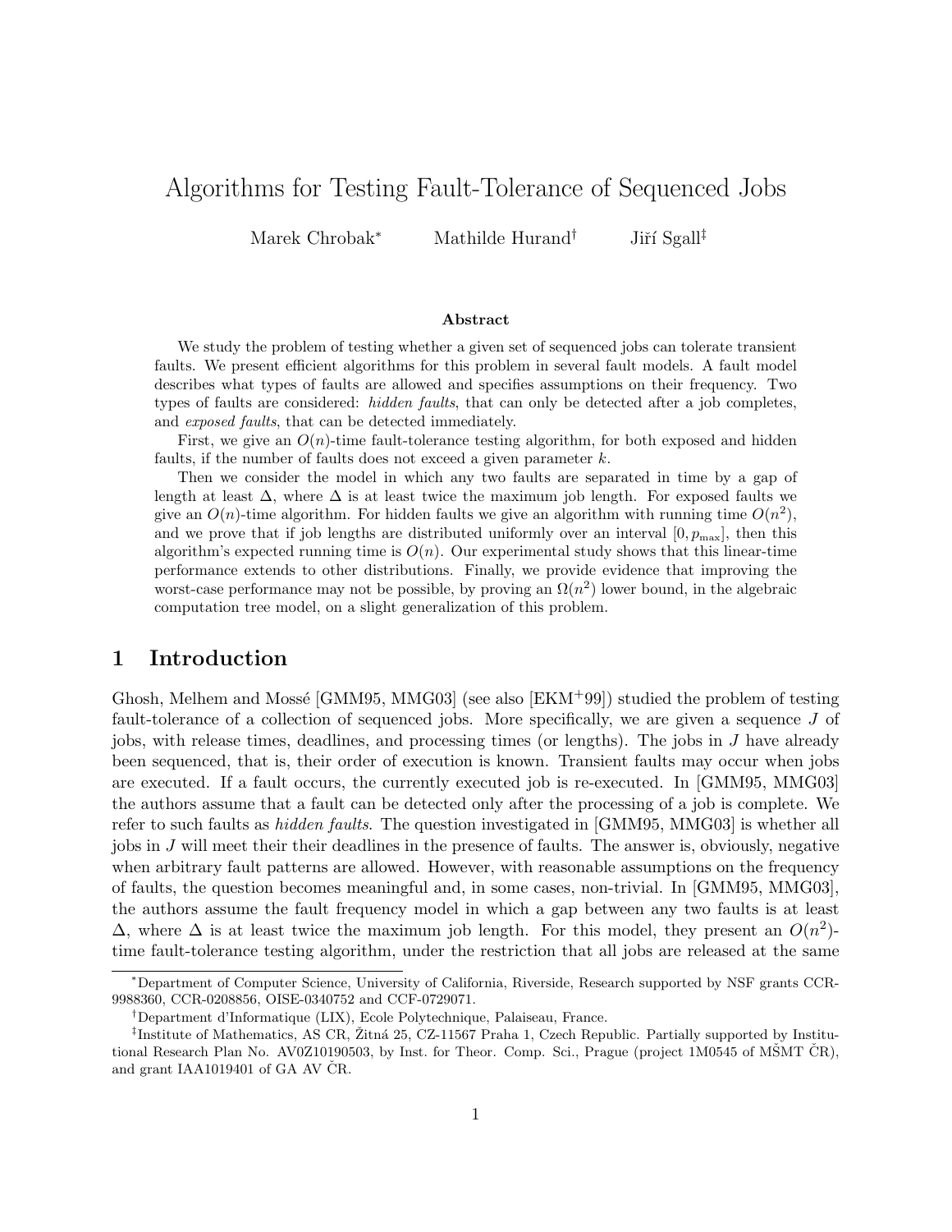# Algorithms for Testing Fault-Tolerance of Sequenced Jobs

Marek Chrobak* Mathilde Hurand† Jiří Sgall‡

### Abstract

We study the problem of testing whether a given set of sequenced jobs can tolerate transient faults. We present efficient algorithms for this problem in several fault models. A fault model describes what types of faults are allowed and specifies assumptions on their frequency. Two types of faults are considered: *hidden faults*, that can only be detected after a job completes, and *exposed faults*, that can be detected immediately.

First, we give an $O(n)$-time fault-tolerance testing algorithm, for both exposed and hidden faults, if the number of faults does not exceed a given parameter $k$.

Then we consider the model in which any two faults are separated in time by a gap of length at least $\Delta$, where $\Delta$ is at least twice the maximum job length. For exposed faults we give an $O(n)$-time algorithm. For hidden faults we give an algorithm with running time $O(n^2)$, and we prove that if job lengths are distributed uniformly over an interval $[0, p_{\max}]$, then this algorithm's expected running time is $O(n)$. Our experimental study shows that this linear-time performance extends to other distributions. Finally, we provide evidence that improving the worst-case performance may not be possible, by proving an $\Omega(n^2)$ lower bound, in the algebraic computation tree model, on a slight generalization of this problem.

## 1 Introduction

Ghosh, Melhem and Mossé [GMM95, MMG03] (see also [EKM+99]) studied the problem of testing fault-tolerance of a collection of sequenced jobs. More specifically, we are given a sequence $J$ of jobs, with release times, deadlines, and processing times (or lengths). The jobs in $J$ have already been sequenced, that is, their order of execution is known. Transient faults may occur when jobs are executed. If a fault occurs, the currently executed job is re-executed. In [GMM95, MMG03] the authors assume that a fault can be detected only after the processing of a job is complete. We refer to such faults as *hidden faults*. The question investigated in [GMM95, MMG03] is whether all jobs in $J$ will meet their their deadlines in the presence of faults. The answer is, obviously, negative when arbitrary fault patterns are allowed. However, with reasonable assumptions on the frequency of faults, the question becomes meaningful and, in some cases, non-trivial. In [GMM95, MMG03], the authors assume the fault frequency model in which a gap between any two faults is at least $\Delta$, where $\Delta$ is at least twice the maximum job length. For this model, they present an $O(n^2)$-time fault-tolerance testing algorithm, under the restriction that all jobs are released at the same

---

*Department of Computer Science, University of California, Riverside, Research supported by NSF grants CCR-9988360, CCR-0208856, OISE-0340752 and CCF-0729071.

†Department d'Informatique (LIX), Ecole Polytechnique, Palaiseau, France.

‡Institute of Mathematics, AS CR, Žitná 25, CZ-11567 Praha 1, Czech Republic. Partially supported by Institutional Research Plan No. AV0Z10190503, by Inst. for Theor. Comp. Sci., Prague (project 1M0545 of MŠMT ČR), and grant IAA1019401 of GA AV ČR.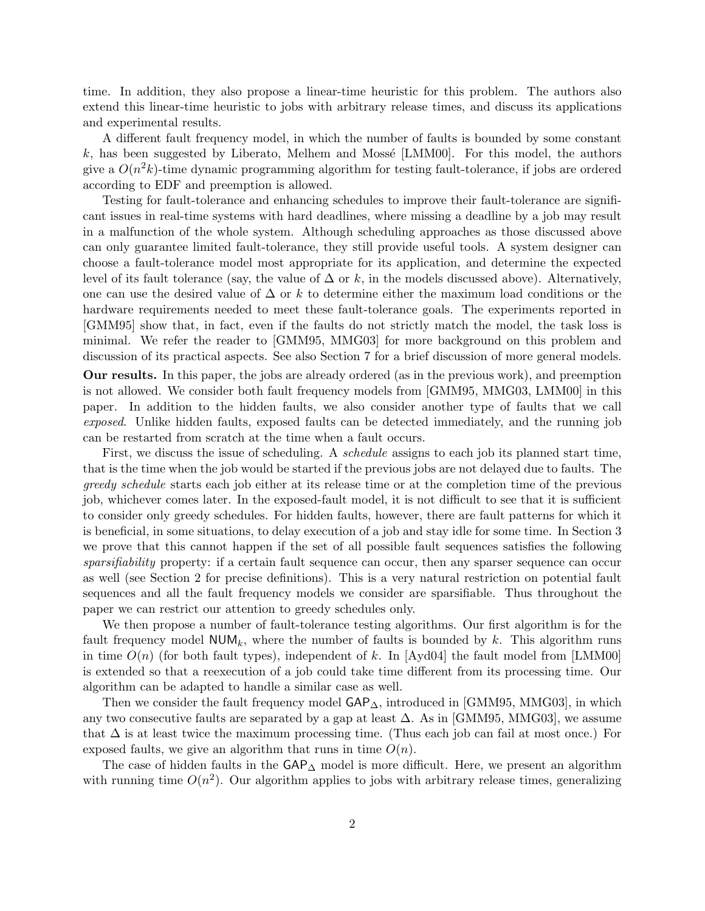time. In addition, they also propose a linear-time heuristic for this problem. The authors also extend this linear-time heuristic to jobs with arbitrary release times, and discuss its applications and experimental results.

A different fault frequency model, in which the number of faults is bounded by some constant $k$, has been suggested by Liberato, Melhem and Mossé [LMM00]. For this model, the authors give a $O(n^2k)$-time dynamic programming algorithm for testing fault-tolerance, if jobs are ordered according to EDF and preemption is allowed.

Testing for fault-tolerance and enhancing schedules to improve their fault-tolerance are significant issues in real-time systems with hard deadlines, where missing a deadline by a job may result in a malfunction of the whole system. Although scheduling approaches as those discussed above can only guarantee limited fault-tolerance, they still provide useful tools. A system designer can choose a fault-tolerance model most appropriate for its application, and determine the expected level of its fault tolerance (say, the value of $\Delta$ or $k$, in the models discussed above). Alternatively, one can use the desired value of $\Delta$ or $k$ to determine either the maximum load conditions or the hardware requirements needed to meet these fault-tolerance goals. The experiments reported in [GMM95] show that, in fact, even if the faults do not strictly match the model, the task loss is minimal. We refer the reader to [GMM95, MMG03] for more background on this problem and discussion of its practical aspects. See also Section 7 for a brief discussion of more general models.

**Our results.** In this paper, the jobs are already ordered (as in the previous work), and preemption is not allowed. We consider both fault frequency models from [GMM95, MMG03, LMM00] in this paper. In addition to the hidden faults, we also consider another type of faults that we call *exposed*. Unlike hidden faults, exposed faults can be detected immediately, and the running job can be restarted from scratch at the time when a fault occurs.

First, we discuss the issue of scheduling. A *schedule* assigns to each job its planned start time, that is the time when the job would be started if the previous jobs are not delayed due to faults. The *greedy schedule* starts each job either at its release time or at the completion time of the previous job, whichever comes later. In the exposed-fault model, it is not difficult to see that it is sufficient to consider only greedy schedules. For hidden faults, however, there are fault patterns for which it is beneficial, in some situations, to delay execution of a job and stay idle for some time. In Section 3 we prove that this cannot happen if the set of all possible fault sequences satisfies the following *sparsifiability* property: if a certain fault sequence can occur, then any sparser sequence can occur as well (see Section 2 for precise definitions). This is a very natural restriction on potential fault sequences and all the fault frequency models we consider are sparsifiable. Thus throughout the paper we can restrict our attention to greedy schedules only.

We then propose a number of fault-tolerance testing algorithms. Our first algorithm is for the fault frequency model $\mathsf{NUM}_k$, where the number of faults is bounded by $k$. This algorithm runs in time $O(n)$ (for both fault types), independent of $k$. In [Ayd04] the fault model from [LMM00] is extended so that a reexecution of a job could take time different from its processing time. Our algorithm can be adapted to handle a similar case as well.

Then we consider the fault frequency model $\mathsf{GAP}_\Delta$, introduced in [GMM95, MMG03], in which any two consecutive faults are separated by a gap at least $\Delta$. As in [GMM95, MMG03], we assume that $\Delta$ is at least twice the maximum processing time. (Thus each job can fail at most once.) For exposed faults, we give an algorithm that runs in time $O(n)$.

The case of hidden faults in the $\mathsf{GAP}_\Delta$ model is more difficult. Here, we present an algorithm with running time $O(n^2)$. Our algorithm applies to jobs with arbitrary release times, generalizing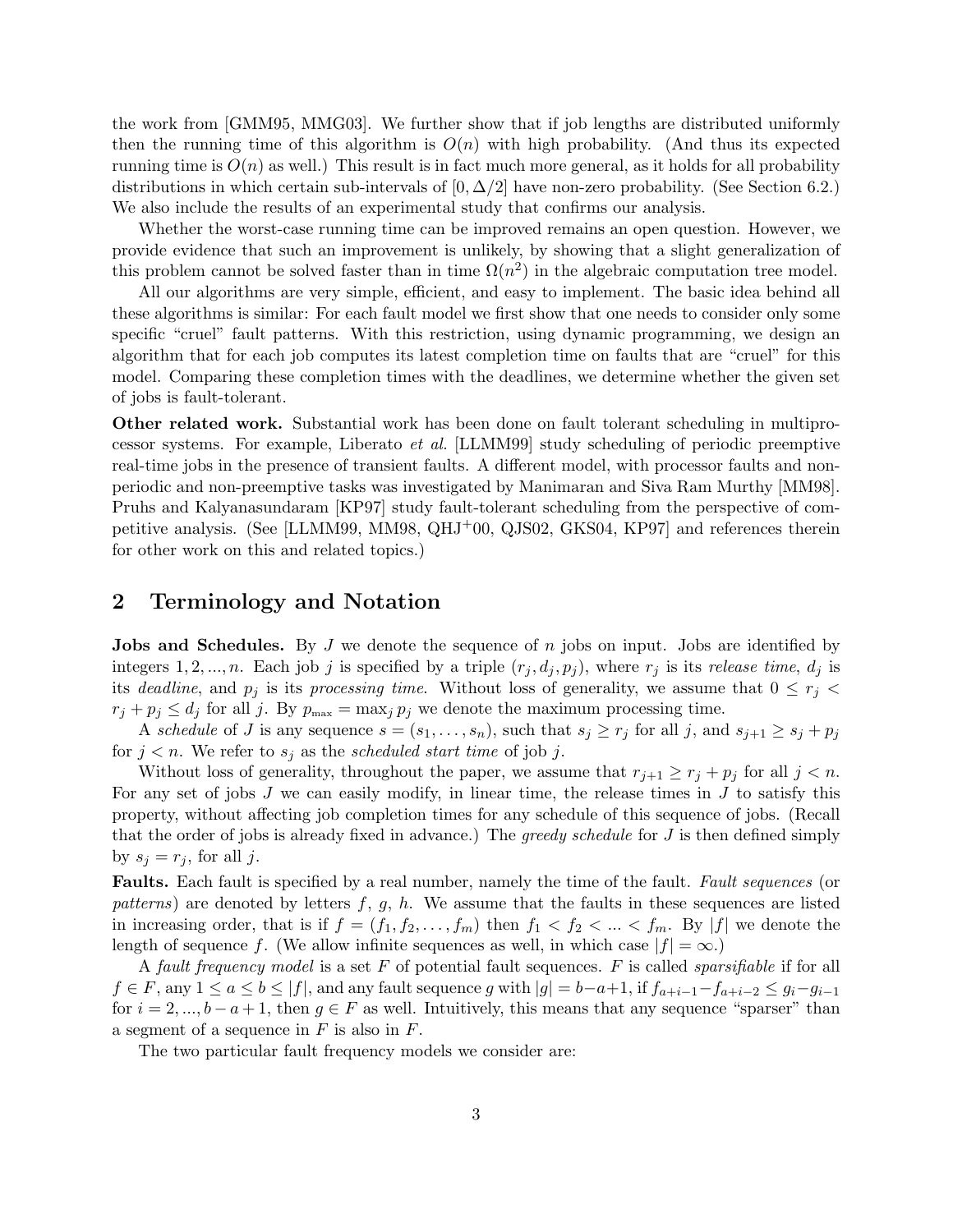the work from [GMM95, MMG03]. We further show that if job lengths are distributed uniformly then the running time of this algorithm is $O(n)$ with high probability. (And thus its expected running time is $O(n)$ as well.) This result is in fact much more general, as it holds for all probability distributions in which certain sub-intervals of $[0, \Delta/2]$ have non-zero probability. (See Section 6.2.) We also include the results of an experimental study that confirms our analysis.

Whether the worst-case running time can be improved remains an open question. However, we provide evidence that such an improvement is unlikely, by showing that a slight generalization of this problem cannot be solved faster than in time $\Omega(n^2)$ in the algebraic computation tree model.

All our algorithms are very simple, efficient, and easy to implement. The basic idea behind all these algorithms is similar: For each fault model we first show that one needs to consider only some specific "cruel" fault patterns. With this restriction, using dynamic programming, we design an algorithm that for each job computes its latest completion time on faults that are "cruel" for this model. Comparing these completion times with the deadlines, we determine whether the given set of jobs is fault-tolerant.

**Other related work.** Substantial work has been done on fault tolerant scheduling in multiprocessor systems. For example, Liberato *et al.* [LLMM99] study scheduling of periodic preemptive real-time jobs in the presence of transient faults. A different model, with processor faults and non-periodic and non-preemptive tasks was investigated by Manimaran and Siva Ram Murthy [MM98]. Pruhs and Kalyanasundaram [KP97] study fault-tolerant scheduling from the perspective of competitive analysis. (See [LLMM99, MM98, QHJ+00, QJS02, GKS04, KP97] and references therein for other work on this and related topics.)

## 2 Terminology and Notation

**Jobs and Schedules.** By $J$ we denote the sequence of $n$ jobs on input. Jobs are identified by integers $1, 2, ..., n$. Each job $j$ is specified by a triple $(r_j, d_j, p_j)$, where $r_j$ is its *release time*, $d_j$ is its *deadline*, and $p_j$ is its *processing time*. Without loss of generality, we assume that $0 \leq r_j < r_j + p_j \leq d_j$ for all $j$. By $p_{\max} = \max_j p_j$ we denote the maximum processing time.

A *schedule* of $J$ is any sequence $s = (s_1, \ldots, s_n)$, such that $s_j \geq r_j$ for all $j$, and $s_{j+1} \geq s_j + p_j$ for $j < n$. We refer to $s_j$ as the *scheduled start time* of job $j$.

Without loss of generality, throughout the paper, we assume that $r_{j+1} \geq r_j + p_j$ for all $j < n$. For any set of jobs $J$ we can easily modify, in linear time, the release times in $J$ to satisfy this property, without affecting job completion times for any schedule of this sequence of jobs. (Recall that the order of jobs is already fixed in advance.) The *greedy schedule* for $J$ is then defined simply by $s_j = r_j$, for all $j$.

**Faults.** Each fault is specified by a real number, namely the time of the fault. *Fault sequences* (or *patterns*) are denoted by letters $f$, $g$, $h$. We assume that the faults in these sequences are listed in increasing order, that is if $f = (f_1, f_2, \ldots, f_m)$ then $f_1 < f_2 < \ldots < f_m$. By $|f|$ we denote the length of sequence $f$. (We allow infinite sequences as well, in which case $|f| = \infty$.)

A *fault frequency model* is a set $F$ of potential fault sequences. $F$ is called *sparsifiable* if for all $f \in F$, any $1 \leq a \leq b \leq |f|$, and any fault sequence $g$ with $|g| = b - a + 1$, if $f_{a+i-1} - f_{a+i-2} \leq g_i - g_{i-1}$ for $i = 2, ..., b - a + 1$, then $g \in F$ as well. Intuitively, this means that any sequence "sparser" than a segment of a sequence in $F$ is also in $F$.

The two particular fault frequency models we consider are: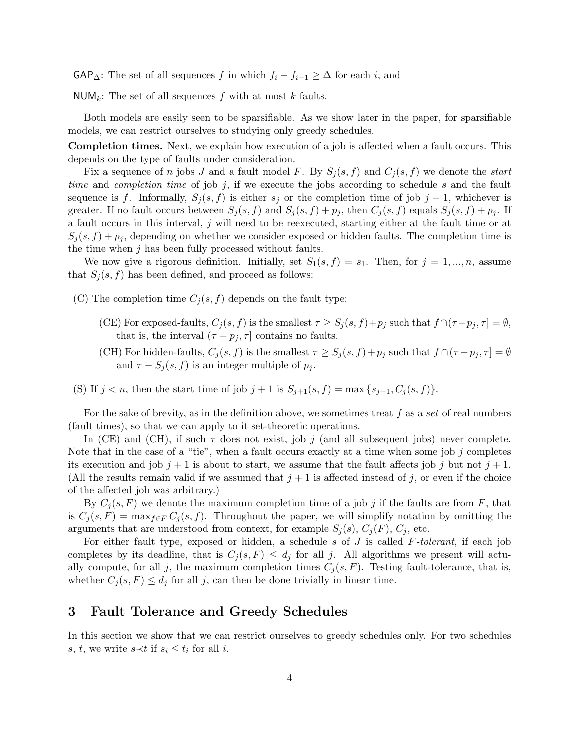$\mathsf{GAP}_\Delta$: The set of all sequences $f$ in which $f_i - f_{i-1} \geq \Delta$ for each $i$, and

$\mathsf{NUM}_k$: The set of all sequences $f$ with at most $k$ faults.

Both models are easily seen to be sparsifiable. As we show later in the paper, for sparsifiable models, we can restrict ourselves to studying only greedy schedules.

**Completion times.** Next, we explain how execution of a job is affected when a fault occurs. This depends on the type of faults under consideration.

Fix a sequence of $n$ jobs $J$ and a fault model $F$. By $S_j(s,f)$ and $C_j(s,f)$ we denote the *start time* and *completion time* of job $j$, if we execute the jobs according to schedule $s$ and the fault sequence is $f$. Informally, $S_j(s,f)$ is either $s_j$ or the completion time of job $j-1$, whichever is greater. If no fault occurs between $S_j(s,f)$ and $S_j(s,f)+p_j$, then $C_j(s,f)$ equals $S_j(s,f)+p_j$. If a fault occurs in this interval, $j$ will need to be reexecuted, starting either at the fault time or at $S_j(s,f)+p_j$, depending on whether we consider exposed or hidden faults. The completion time is the time when $j$ has been fully processed without faults.

We now give a rigorous definition. Initially, set $S_1(s,f) = s_1$. Then, for $j = 1,...,n$, assume that $S_j(s,f)$ has been defined, and proceed as follows:

(C) The completion time $C_j(s,f)$ depends on the fault type:

- (CE) For exposed-faults, $C_j(s,f)$ is the smallest $\tau \geq S_j(s,f)+p_j$ such that $f \cap (\tau - p_j, \tau] = \emptyset$, that is, the interval $(\tau - p_j, \tau]$ contains no faults.
- (CH) For hidden-faults, $C_j(s,f)$ is the smallest $\tau \geq S_j(s,f)+p_j$ such that $f \cap (\tau - p_j, \tau] = \emptyset$ and $\tau - S_j(s,f)$ is an integer multiple of $p_j$.

(S) If $j < n$, then the start time of job $j+1$ is $S_{j+1}(s,f) = \max\{s_{j+1}, C_j(s,f)\}$.

For the sake of brevity, as in the definition above, we sometimes treat $f$ as a *set* of real numbers (fault times), so that we can apply to it set-theoretic operations.

In (CE) and (CH), if such $\tau$ does not exist, job $j$ (and all subsequent jobs) never complete. Note that in the case of a "tie", when a fault occurs exactly at a time when some job $j$ completes its execution and job $j+1$ is about to start, we assume that the fault affects job $j$ but not $j+1$. (All the results remain valid if we assumed that $j+1$ is affected instead of $j$, or even if the choice of the affected job was arbitrary.)

By $C_j(s,F)$ we denote the maximum completion time of a job $j$ if the faults are from $F$, that is $C_j(s,F) = \max_{f \in F} C_j(s,f)$. Throughout the paper, we will simplify notation by omitting the arguments that are understood from context, for example $S_j(s)$, $C_j(F)$, $C_j$, etc.

For either fault type, exposed or hidden, a schedule $s$ of $J$ is called $F$*-tolerant*, if each job completes by its deadline, that is $C_j(s,F) \leq d_j$ for all $j$. All algorithms we present will actually compute, for all $j$, the maximum completion times $C_j(s,F)$. Testing fault-tolerance, that is, whether $C_j(s,F) \leq d_j$ for all $j$, can then be done trivially in linear time.

# 3 Fault Tolerance and Greedy Schedules

In this section we show that we can restrict ourselves to greedy schedules only. For two schedules $s$, $t$, we write $s \prec t$ if $s_i \leq t_i$ for all $i$.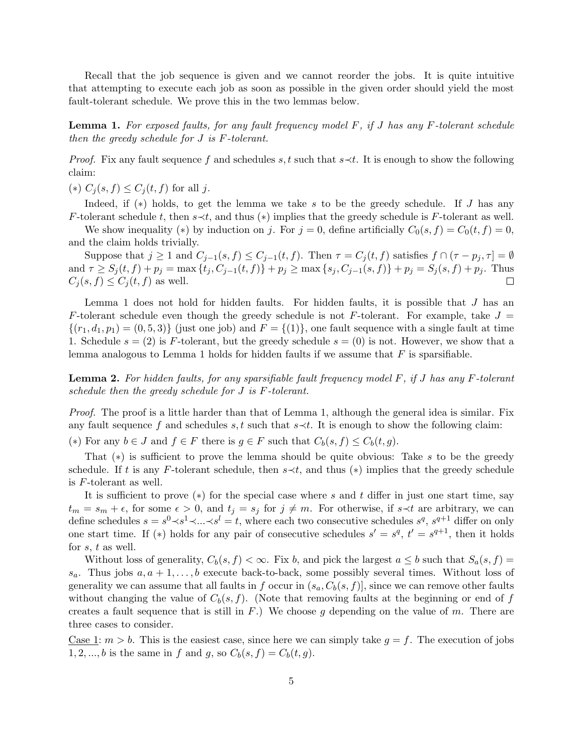Recall that the job sequence is given and we cannot reorder the jobs. It is quite intuitive that attempting to execute each job as soon as possible in the given order should yield the most fault-tolerant schedule. We prove this in the two lemmas below.

**Lemma 1.** *For exposed faults, for any fault frequency model $F$, if $J$ has any $F$-tolerant schedule then the greedy schedule for $J$ is $F$-tolerant.*

*Proof.* Fix any fault sequence $f$ and schedules $s, t$ such that $s \prec t$. It is enough to show the following claim:

$(*)$ $C_j(s, f) \leq C_j(t, f)$ for all $j$.

Indeed, if $(*)$ holds, to get the lemma we take $s$ to be the greedy schedule. If $J$ has any $F$-tolerant schedule $t$, then $s \prec t$, and thus $(*)$ implies that the greedy schedule is $F$-tolerant as well.

We show inequality $(*)$ by induction on $j$. For $j = 0$, define artificially $C_0(s, f) = C_0(t, f) = 0$, and the claim holds trivially.

Suppose that $j \geq 1$ and $C_{j-1}(s, f) \leq C_{j-1}(t, f)$. Then $\tau = C_j(t, f)$ satisfies $f \cap (\tau - p_j, \tau] = \emptyset$ and $\tau \geq S_j(t, f) + p_j = \max\{t_j, C_{j-1}(t, f)\} + p_j \geq \max\{s_j, C_{j-1}(s, f)\} + p_j = S_j(s, f) + p_j$. Thus $C_j(s, f) \leq C_j(t, f)$ as well. □

Lemma 1 does not hold for hidden faults. For hidden faults, it is possible that $J$ has an $F$-tolerant schedule even though the greedy schedule is not $F$-tolerant. For example, take $J = \{(r_1, d_1, p_1) = (0, 5, 3)\}$ (just one job) and $F = \{(1)\}$, one fault sequence with a single fault at time 1. Schedule $s = (2)$ is $F$-tolerant, but the greedy schedule $s = (0)$ is not. However, we show that a lemma analogous to Lemma 1 holds for hidden faults if we assume that $F$ is sparsifiable.

**Lemma 2.** *For hidden faults, for any sparsifiable fault frequency model $F$, if $J$ has any $F$-tolerant schedule then the greedy schedule for $J$ is $F$-tolerant.*

*Proof.* The proof is a little harder than that of Lemma 1, although the general idea is similar. Fix any fault sequence $f$ and schedules $s, t$ such that $s \prec t$. It is enough to show the following claim:

$(*)$ For any $b \in J$ and $f \in F$ there is $g \in F$ such that $C_b(s, f) \leq C_b(t, g)$.

That $(*)$ is sufficient to prove the lemma should be quite obvious: Take $s$ to be the greedy schedule. If $t$ is any $F$-tolerant schedule, then $s \prec t$, and thus $(*)$ implies that the greedy schedule is $F$-tolerant as well.

It is sufficient to prove $(*)$ for the special case where $s$ and $t$ differ in just one start time, say $t_m = s_m + \epsilon$, for some $\epsilon > 0$, and $t_j = s_j$ for $j \neq m$. For otherwise, if $s \prec t$ are arbitrary, we can define schedules $s = s^0 \prec s^1 \prec ... \prec s^l = t$, where each two consecutive schedules $s^q$, $s^{q+1}$ differ on only one start time. If $(*)$ holds for any pair of consecutive schedules $s' = s^q$, $t' = s^{q+1}$, then it holds for $s$, $t$ as well.

Without loss of generality, $C_b(s, f) < \infty$. Fix $b$, and pick the largest $a \leq b$ such that $S_a(s, f) = s_a$. Thus jobs $a, a + 1, \ldots, b$ execute back-to-back, some possibly several times. Without loss of generality we can assume that all faults in $f$ occur in $(s_a, C_b(s, f)]$, since we can remove other faults without changing the value of $C_b(s, f)$. (Note that removing faults at the beginning or end of $f$ creates a fault sequence that is still in $F$.) We choose $g$ depending on the value of $m$. There are three cases to consider.

<u>Case 1</u>: $m > b$. This is the easiest case, since here we can simply take $g = f$. The execution of jobs $1, 2, ..., b$ is the same in $f$ and $g$, so $C_b(s, f) = C_b(t, g)$.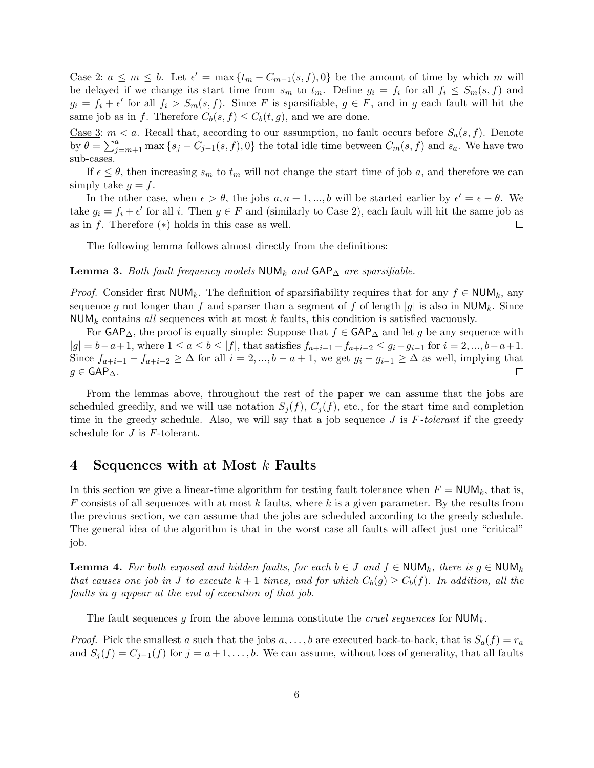Case 2: $a \leq m \leq b$. Let $\epsilon' = \max\{t_m - C_{m-1}(s,f), 0\}$ be the amount of time by which $m$ will be delayed if we change its start time from $s_m$ to $t_m$. Define $g_i = f_i$ for all $f_i \leq S_m(s,f)$ and $g_i = f_i + \epsilon'$ for all $f_i > S_m(s,f)$. Since $F$ is sparsifiable, $g \in F$, and in $g$ each fault will hit the same job as in $f$. Therefore $C_b(s,f) \leq C_b(t,g)$, and we are done.

Case 3: $m < a$. Recall that, according to our assumption, no fault occurs before $S_a(s,f)$. Denote by $\theta = \sum_{j=m+1}^{a} \max\{s_j - C_{j-1}(s,f), 0\}$ the total idle time between $C_m(s,f)$ and $s_a$. We have two sub-cases.

If $\epsilon \leq \theta$, then increasing $s_m$ to $t_m$ will not change the start time of job $a$, and therefore we can simply take $g = f$.

In the other case, when $\epsilon > \theta$, the jobs $a, a+1, ..., b$ will be started earlier by $\epsilon' = \epsilon - \theta$. We take $g_i = f_i + \epsilon'$ for all $i$. Then $g \in F$ and (similarly to Case 2), each fault will hit the same job as as in $f$. Therefore $(*)$ holds in this case as well. ☐

The following lemma follows almost directly from the definitions:

**Lemma 3.** *Both fault frequency models $\mathsf{NUM}_k$ and $\mathsf{GAP}_\Delta$ are sparsifiable.*

*Proof.* Consider first $\mathsf{NUM}_k$. The definition of sparsifiability requires that for any $f \in \mathsf{NUM}_k$, any sequence $g$ not longer than $f$ and sparser than a segment of $f$ of length $|g|$ is also in $\mathsf{NUM}_k$. Since $\mathsf{NUM}_k$ contains *all* sequences with at most $k$ faults, this condition is satisfied vacuously.

For $\mathsf{GAP}_\Delta$, the proof is equally simple: Suppose that $f \in \mathsf{GAP}_\Delta$ and let $g$ be any sequence with $|g| = b-a+1$, where $1 \leq a \leq b \leq |f|$, that satisfies $f_{a+i-1} - f_{a+i-2} \leq g_i - g_{i-1}$ for $i = 2, ..., b-a+1$. Since $f_{a+i-1} - f_{a+i-2} \geq \Delta$ for all $i = 2, ..., b-a+1$, we get $g_i - g_{i-1} \geq \Delta$ as well, implying that $g \in \mathsf{GAP}_\Delta$. ☐

From the lemmas above, throughout the rest of the paper we can assume that the jobs are scheduled greedily, and we will use notation $S_j(f)$, $C_j(f)$, etc., for the start time and completion time in the greedy schedule. Also, we will say that a job sequence $J$ is *$F$-tolerant* if the greedy schedule for $J$ is $F$-tolerant.

# 4 Sequences with at Most $k$ Faults

In this section we give a linear-time algorithm for testing fault tolerance when $F = \mathsf{NUM}_k$, that is, $F$ consists of all sequences with at most $k$ faults, where $k$ is a given parameter. By the results from the previous section, we can assume that the jobs are scheduled according to the greedy schedule. The general idea of the algorithm is that in the worst case all faults will affect just one "critical" job.

**Lemma 4.** *For both exposed and hidden faults, for each $b \in J$ and $f \in \mathsf{NUM}_k$, there is $g \in \mathsf{NUM}_k$ that causes one job in $J$ to execute $k+1$ times, and for which $C_b(g) \geq C_b(f)$. In addition, all the faults in $g$ appear at the end of execution of that job.*

The fault sequences $g$ from the above lemma constitute the *cruel sequences* for $\mathsf{NUM}_k$.

*Proof.* Pick the smallest $a$ such that the jobs $a, \ldots, b$ are executed back-to-back, that is $S_a(f) = r_a$ and $S_j(f) = C_{j-1}(f)$ for $j = a+1, \ldots, b$. We can assume, without loss of generality, that all faults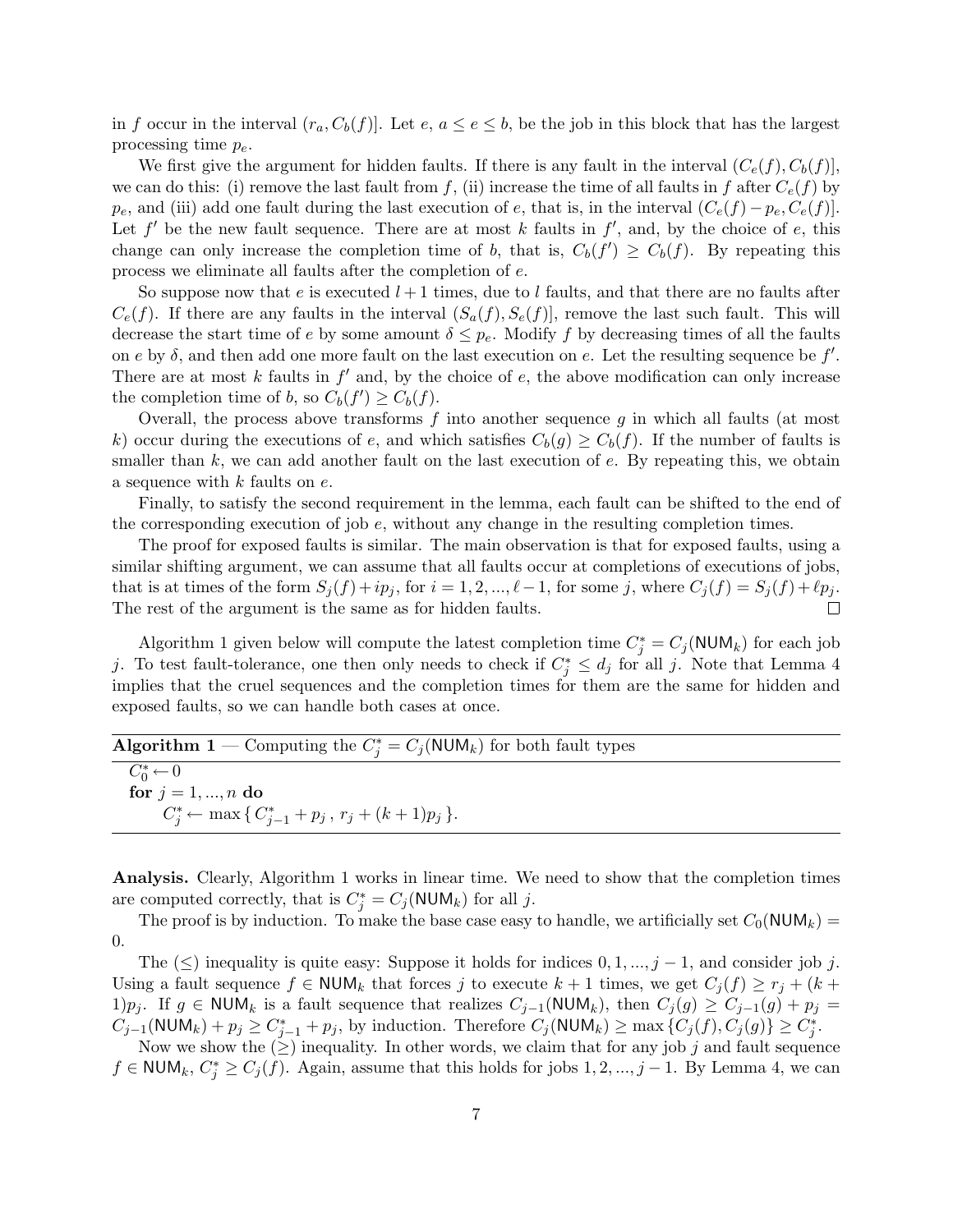in $f$ occur in the interval $(r_a, C_b(f)]$. Let $e$, $a \leq e \leq b$, be the job in this block that has the largest processing time $p_e$.

We first give the argument for hidden faults. If there is any fault in the interval $(C_e(f), C_b(f)]$, we can do this: (i) remove the last fault from $f$, (ii) increase the time of all faults in $f$ after $C_e(f)$ by $p_e$, and (iii) add one fault during the last execution of $e$, that is, in the interval $(C_e(f) - p_e, C_e(f)]$. Let $f'$ be the new fault sequence. There are at most $k$ faults in $f'$, and, by the choice of $e$, this change can only increase the completion time of $b$, that is, $C_b(f') \geq C_b(f)$. By repeating this process we eliminate all faults after the completion of $e$.

So suppose now that $e$ is executed $l+1$ times, due to $l$ faults, and that there are no faults after $C_e(f)$. If there are any faults in the interval $(S_a(f), S_e(f)]$, remove the last such fault. This will decrease the start time of $e$ by some amount $\delta \leq p_e$. Modify $f$ by decreasing times of all the faults on $e$ by $\delta$, and then add one more fault on the last execution on $e$. Let the resulting sequence be $f'$. There are at most $k$ faults in $f'$ and, by the choice of $e$, the above modification can only increase the completion time of $b$, so $C_b(f') \geq C_b(f)$.

Overall, the process above transforms $f$ into another sequence $g$ in which all faults (at most $k$) occur during the executions of $e$, and which satisfies $C_b(g) \geq C_b(f)$. If the number of faults is smaller than $k$, we can add another fault on the last execution of $e$. By repeating this, we obtain a sequence with $k$ faults on $e$.

Finally, to satisfy the second requirement in the lemma, each fault can be shifted to the end of the corresponding execution of job $e$, without any change in the resulting completion times.

The proof for exposed faults is similar. The main observation is that for exposed faults, using a similar shifting argument, we can assume that all faults occur at completions of executions of jobs, that is at times of the form $S_j(f) + ip_j$, for $i = 1, 2, ..., \ell - 1$, for some $j$, where $C_j(f) = S_j(f) + \ell p_j$. The rest of the argument is the same as for hidden faults. □

Algorithm 1 given below will compute the latest completion time $C_j^* = C_j(\mathsf{NUM}_k)$ for each job $j$. To test fault-tolerance, one then only needs to check if $C_j^* \leq d_j$ for all $j$. Note that Lemma 4 implies that the cruel sequences and the completion times for them are the same for hidden and exposed faults, so we can handle both cases at once.

**Algorithm 1** — Computing the $C_j^* = C_j(\mathsf{NUM}_k)$ for both fault types

```
C*_0 ← 0
for j = 1, ..., n do
    C*_j ← max { C*_{j-1} + p_j , r_j + (k+1)p_j }.
```

**Analysis.** Clearly, Algorithm 1 works in linear time. We need to show that the completion times are computed correctly, that is $C_j^* = C_j(\mathsf{NUM}_k)$ for all $j$.

The proof is by induction. To make the base case easy to handle, we artificially set $C_0(\mathsf{NUM}_k) = 0$.

The $(\leq)$ inequality is quite easy: Suppose it holds for indices $0, 1, ..., j-1$, and consider job $j$. Using a fault sequence $f \in \mathsf{NUM}_k$ that forces $j$ to execute $k+1$ times, we get $C_j(f) \geq r_j + (k+1)p_j$. If $g \in \mathsf{NUM}_k$ is a fault sequence that realizes $C_{j-1}(\mathsf{NUM}_k)$, then $C_j(g) \geq C_{j-1}(g) + p_j = C_{j-1}(\mathsf{NUM}_k) + p_j \geq C_{j-1}^* + p_j$, by induction. Therefore $C_j(\mathsf{NUM}_k) \geq \max\{C_j(f), C_j(g)\} \geq C_j^*$.

Now we show the $(\geq)$ inequality. In other words, we claim that for any job $j$ and fault sequence $f \in \mathsf{NUM}_k$, $C_j^* \geq C_j(f)$. Again, assume that this holds for jobs $1, 2, ..., j-1$. By Lemma 4, we can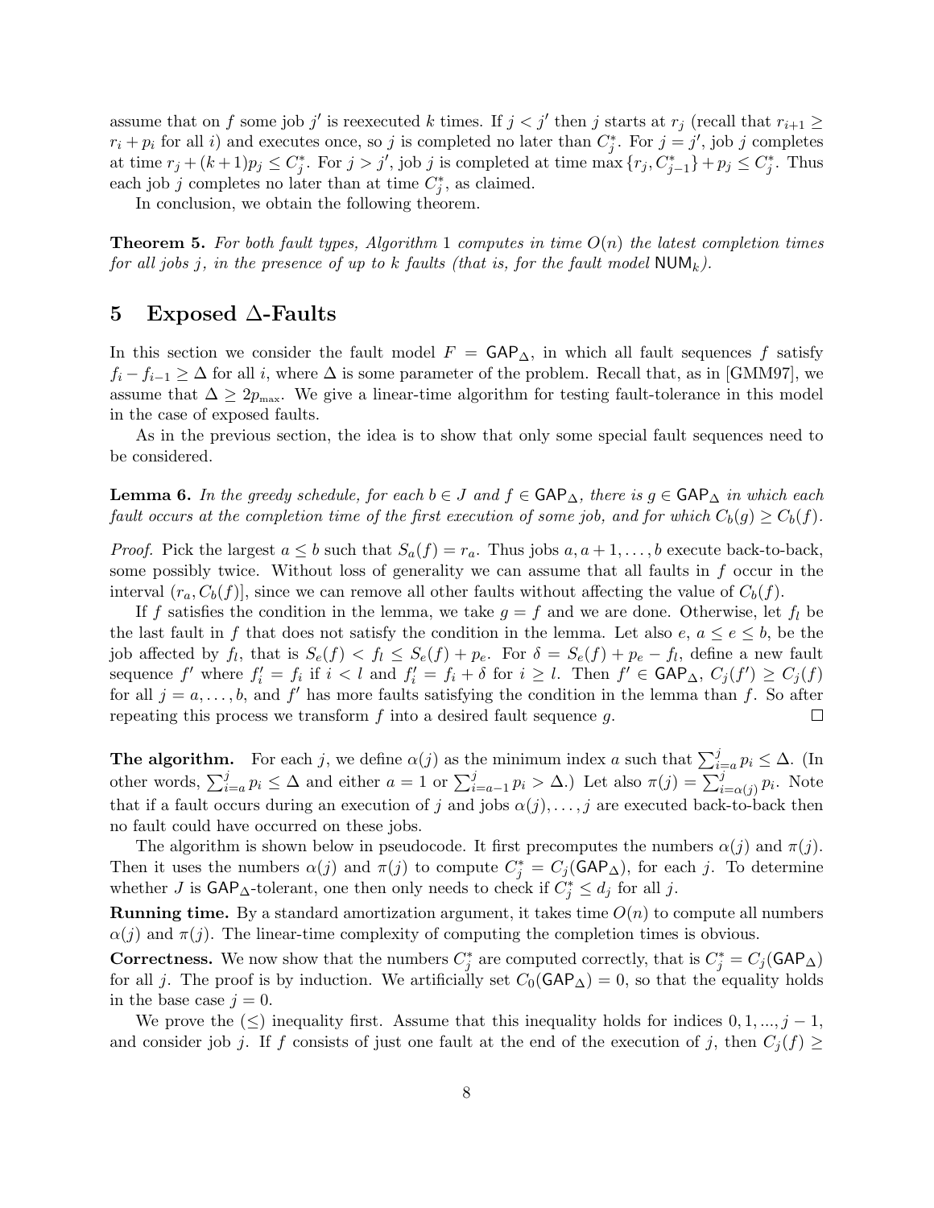assume that on $f$ some job $j'$ is reexecuted $k$ times. If $j < j'$ then $j$ starts at $r_j$ (recall that $r_{i+1} \geq r_i + p_i$ for all $i$) and executes once, so $j$ is completed no later than $C^*_j$. For $j = j'$, job $j$ completes at time $r_j + (k+1)p_j \leq C^*_j$. For $j > j'$, job $j$ is completed at time $\max\{r_j, C^*_{j-1}\} + p_j \leq C^*_j$. Thus each job $j$ completes no later than at time $C^*_j$, as claimed.

In conclusion, we obtain the following theorem.

**Theorem 5.** *For both fault types, Algorithm 1 computes in time $O(n)$ the latest completion times for all jobs $j$, in the presence of up to $k$ faults (that is, for the fault model $\mathsf{NUM}_k$).*

## 5 Exposed $\Delta$-Faults

In this section we consider the fault model $F = \mathsf{GAP}_\Delta$, in which all fault sequences $f$ satisfy $f_i - f_{i-1} \geq \Delta$ for all $i$, where $\Delta$ is some parameter of the problem. Recall that, as in [GMM97], we assume that $\Delta \geq 2p_{\max}$. We give a linear-time algorithm for testing fault-tolerance in this model in the case of exposed faults.

As in the previous section, the idea is to show that only some special fault sequences need to be considered.

**Lemma 6.** *In the greedy schedule, for each $b \in J$ and $f \in \mathsf{GAP}_\Delta$, there is $g \in \mathsf{GAP}_\Delta$ in which each fault occurs at the completion time of the first execution of some job, and for which $C_b(g) \geq C_b(f)$.*

*Proof.* Pick the largest $a \leq b$ such that $S_a(f) = r_a$. Thus jobs $a, a+1, \ldots, b$ execute back-to-back, some possibly twice. Without loss of generality we can assume that all faults in $f$ occur in the interval $(r_a, C_b(f)]$, since we can remove all other faults without affecting the value of $C_b(f)$.

If $f$ satisfies the condition in the lemma, we take $g = f$ and we are done. Otherwise, let $f_l$ be the last fault in $f$ that does not satisfy the condition in the lemma. Let also $e$, $a \leq e \leq b$, be the job affected by $f_l$, that is $S_e(f) < f_l \leq S_e(f) + p_e$. For $\delta = S_e(f) + p_e - f_l$, define a new fault sequence $f'$ where $f'_i = f_i$ if $i < l$ and $f'_i = f_i + \delta$ for $i \geq l$. Then $f' \in \mathsf{GAP}_\Delta$, $C_j(f') \geq C_j(f)$ for all $j = a, \ldots, b$, and $f'$ has more faults satisfying the condition in the lemma than $f$. So after repeating this process we transform $f$ into a desired fault sequence $g$. □

**The algorithm.** For each $j$, we define $\alpha(j)$ as the minimum index $a$ such that $\sum_{i=a}^{j} p_i \leq \Delta$. (In other words, $\sum_{i=a}^{j} p_i \leq \Delta$ and either $a = 1$ or $\sum_{i=a-1}^{j} p_i > \Delta$.) Let also $\pi(j) = \sum_{i=\alpha(j)}^{j} p_i$. Note that if a fault occurs during an execution of $j$ and jobs $\alpha(j), \ldots, j$ are executed back-to-back then no fault could have occurred on these jobs.

The algorithm is shown below in pseudocode. It first precomputes the numbers $\alpha(j)$ and $\pi(j)$. Then it uses the numbers $\alpha(j)$ and $\pi(j)$ to compute $C^*_j = C_j(\mathsf{GAP}_\Delta)$, for each $j$. To determine whether $J$ is $\mathsf{GAP}_\Delta$-tolerant, one then only needs to check if $C^*_j \leq d_j$ for all $j$.

**Running time.** By a standard amortization argument, it takes time $O(n)$ to compute all numbers $\alpha(j)$ and $\pi(j)$. The linear-time complexity of computing the completion times is obvious.

**Correctness.** We now show that the numbers $C^*_j$ are computed correctly, that is $C^*_j = C_j(\mathsf{GAP}_\Delta)$ for all $j$. The proof is by induction. We artificially set $C_0(\mathsf{GAP}_\Delta) = 0$, so that the equality holds in the base case $j = 0$.

We prove the $(\leq)$ inequality first. Assume that this inequality holds for indices $0, 1, ..., j-1$, and consider job $j$. If $f$ consists of just one fault at the end of the execution of $j$, then $C_j(f) \geq$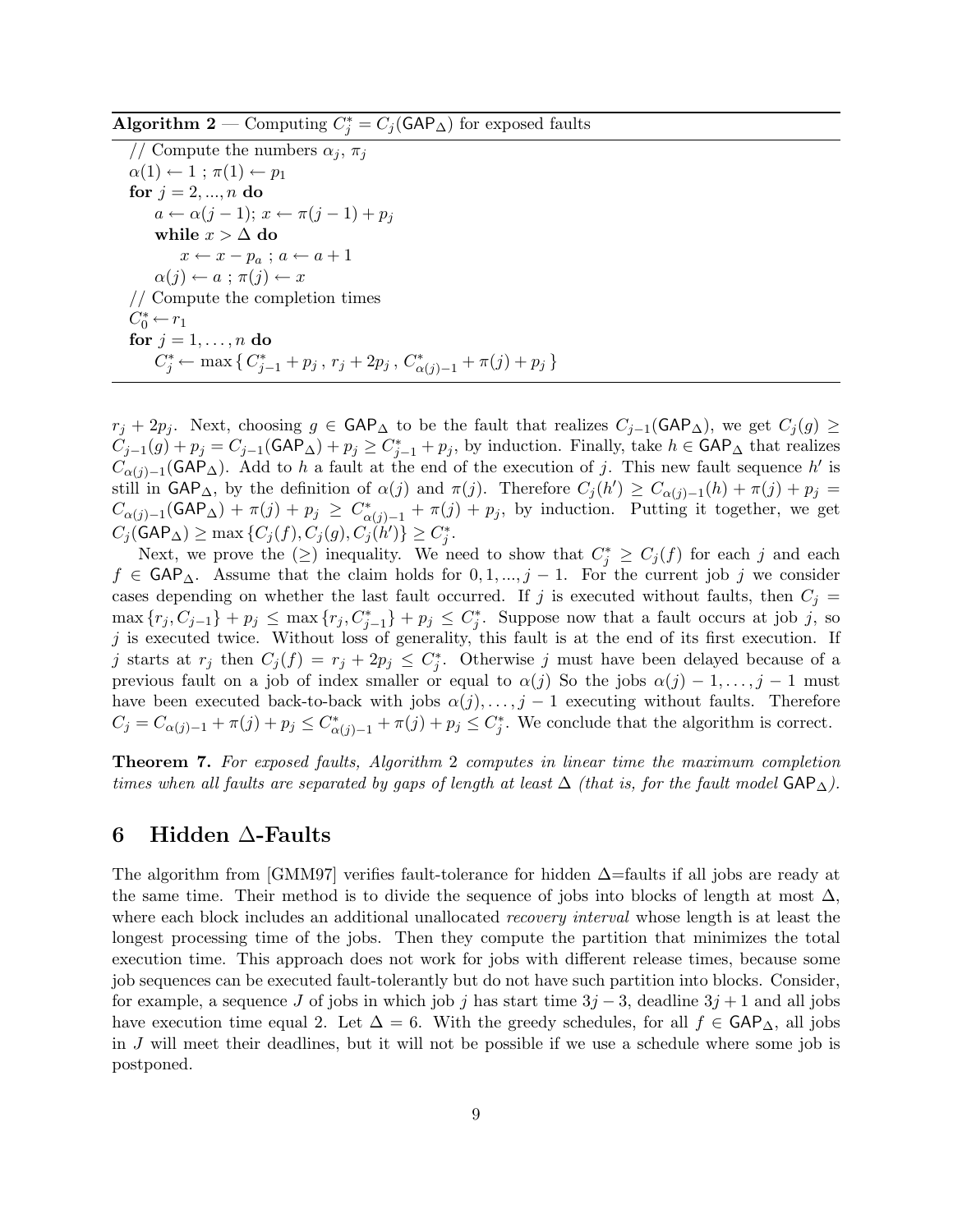**Algorithm 2** — Computing $C^*_j = C_j(\mathsf{GAP}_\Delta)$ for exposed faults

```
// Compute the numbers α_j, π_j
α(1) ← 1 ; π(1) ← p_1
for j = 2, ..., n do
    a ← α(j − 1); x ← π(j − 1) + p_j
    while x > Δ do
        x ← x − p_a ; a ← a + 1
    α(j) ← a ; π(j) ← x
// Compute the completion times
C*_0 ← r_1
for j = 1, ..., n do
    C*_j ← max { C*_{j−1} + p_j , r_j + 2p_j , C*_{α(j)−1} + π(j) + p_j }
```

$r_j + 2p_j$. Next, choosing $g \in \mathsf{GAP}_\Delta$ to be the fault that realizes $C_{j-1}(\mathsf{GAP}_\Delta)$, we get $C_j(g) \geq C_{j-1}(g) + p_j = C_{j-1}(\mathsf{GAP}_\Delta) + p_j \geq C^*_{j-1} + p_j$, by induction. Finally, take $h \in \mathsf{GAP}_\Delta$ that realizes $C_{\alpha(j)-1}(\mathsf{GAP}_\Delta)$. Add to $h$ a fault at the end of the execution of $j$. This new fault sequence $h'$ is still in $\mathsf{GAP}_\Delta$, by the definition of $\alpha(j)$ and $\pi(j)$. Therefore $C_j(h') \geq C_{\alpha(j)-1}(h) + \pi(j) + p_j = C_{\alpha(j)-1}(\mathsf{GAP}_\Delta) + \pi(j) + p_j \geq C^*_{\alpha(j)-1} + \pi(j) + p_j$, by induction. Putting it together, we get $C_j(\mathsf{GAP}_\Delta) \geq \max\{C_j(f), C_j(g), C_j(h')\} \geq C^*_j$.

Next, we prove the ($\geq$) inequality. We need to show that $C^*_j \geq C_j(f)$ for each $j$ and each $f \in \mathsf{GAP}_\Delta$. Assume that the claim holds for $0, 1, ..., j-1$. For the current job $j$ we consider cases depending on whether the last fault occurred. If $j$ is executed without faults, then $C_j = \max\{r_j, C_{j-1}\} + p_j \leq \max\{r_j, C^*_{j-1}\} + p_j \leq C^*_j$. Suppose now that a fault occurs at job $j$, so $j$ is executed twice. Without loss of generality, this fault is at the end of its first execution. If $j$ starts at $r_j$ then $C_j(f) = r_j + 2p_j \leq C^*_j$. Otherwise $j$ must have been delayed because of a previous fault on a job of index smaller or equal to $\alpha(j)$ So the jobs $\alpha(j)-1, \ldots, j-1$ must have been executed back-to-back with jobs $\alpha(j), \ldots, j-1$ executing without faults. Therefore $C_j = C_{\alpha(j)-1} + \pi(j) + p_j \leq C^*_{\alpha(j)-1} + \pi(j) + p_j \leq C^*_j$. We conclude that the algorithm is correct.

**Theorem 7.** *For exposed faults, Algorithm 2 computes in linear time the maximum completion times when all faults are separated by gaps of length at least $\Delta$ (that is, for the fault model $\mathsf{GAP}_\Delta$).*

# 6 Hidden $\Delta$-Faults

The algorithm from [GMM97] verifies fault-tolerance for hidden $\Delta$=faults if all jobs are ready at the same time. Their method is to divide the sequence of jobs into blocks of length at most $\Delta$, where each block includes an additional unallocated *recovery interval* whose length is at least the longest processing time of the jobs. Then they compute the partition that minimizes the total execution time. This approach does not work for jobs with different release times, because some job sequences can be executed fault-tolerantly but do not have such partition into blocks. Consider, for example, a sequence $J$ of jobs in which job $j$ has start time $3j - 3$, deadline $3j + 1$ and all jobs have execution time equal 2. Let $\Delta = 6$. With the greedy schedules, for all $f \in \mathsf{GAP}_\Delta$, all jobs in $J$ will meet their deadlines, but it will not be possible if we use a schedule where some job is postponed.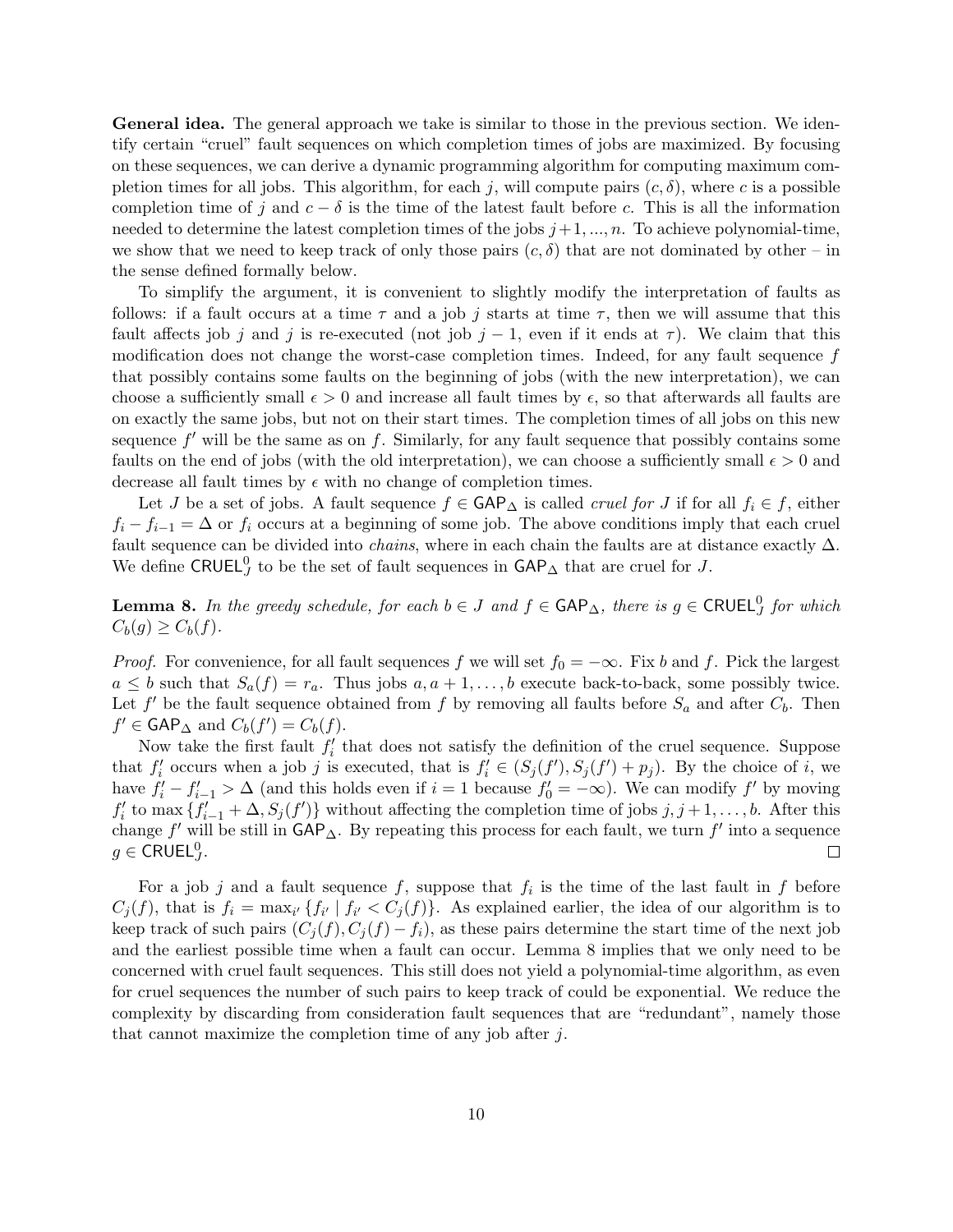**General idea.** The general approach we take is similar to those in the previous section. We identify certain "cruel" fault sequences on which completion times of jobs are maximized. By focusing on these sequences, we can derive a dynamic programming algorithm for computing maximum completion times for all jobs. This algorithm, for each $j$, will compute pairs $(c, \delta)$, where $c$ is a possible completion time of $j$ and $c - \delta$ is the time of the latest fault before $c$. This is all the information needed to determine the latest completion times of the jobs $j+1, ..., n$. To achieve polynomial-time, we show that we need to keep track of only those pairs $(c, \delta)$ that are not dominated by other – in the sense defined formally below.

To simplify the argument, it is convenient to slightly modify the interpretation of faults as follows: if a fault occurs at a time $\tau$ and a job $j$ starts at time $\tau$, then we will assume that this fault affects job $j$ and $j$ is re-executed (not job $j-1$, even if it ends at $\tau$). We claim that this modification does not change the worst-case completion times. Indeed, for any fault sequence $f$ that possibly contains some faults on the beginning of jobs (with the new interpretation), we can choose a sufficiently small $\epsilon > 0$ and increase all fault times by $\epsilon$, so that afterwards all faults are on exactly the same jobs, but not on their start times. The completion times of all jobs on this new sequence $f'$ will be the same as on $f$. Similarly, for any fault sequence that possibly contains some faults on the end of jobs (with the old interpretation), we can choose a sufficiently small $\epsilon > 0$ and decrease all fault times by $\epsilon$ with no change of completion times.

Let $J$ be a set of jobs. A fault sequence $f \in \mathsf{GAP}_\Delta$ is called *cruel for* $J$ if for all $f_i \in f$, either $f_i - f_{i-1} = \Delta$ or $f_i$ occurs at a beginning of some job. The above conditions imply that each cruel fault sequence can be divided into *chains*, where in each chain the faults are at distance exactly $\Delta$. We define $\mathsf{CRUEL}^0_J$ to be the set of fault sequences in $\mathsf{GAP}_\Delta$ that are cruel for $J$.

**Lemma 8.** *In the greedy schedule, for each $b \in J$ and $f \in \mathsf{GAP}_\Delta$, there is $g \in \mathsf{CRUEL}^0_J$ for which $C_b(g) \geq C_b(f)$.*

*Proof.* For convenience, for all fault sequences $f$ we will set $f_0 = -\infty$. Fix $b$ and $f$. Pick the largest $a \leq b$ such that $S_a(f) = r_a$. Thus jobs $a, a+1, \ldots, b$ execute back-to-back, some possibly twice. Let $f'$ be the fault sequence obtained from $f$ by removing all faults before $S_a$ and after $C_b$. Then $f' \in \mathsf{GAP}_\Delta$ and $C_b(f') = C_b(f)$.

Now take the first fault $f'_i$ that does not satisfy the definition of the cruel sequence. Suppose that $f'_i$ occurs when a job $j$ is executed, that is $f'_i \in (S_j(f'), S_j(f') + p_j)$. By the choice of $i$, we have $f'_i - f'_{i-1} > \Delta$ (and this holds even if $i = 1$ because $f'_0 = -\infty$). We can modify $f'$ by moving $f'_i$ to $\max\{f'_{i-1} + \Delta, S_j(f')\}$ without affecting the completion time of jobs $j, j+1, \ldots, b$. After this change $f'$ will be still in $\mathsf{GAP}_\Delta$. By repeating this process for each fault, we turn $f'$ into a sequence $g \in \mathsf{CRUEL}^0_J$. $\square$

For a job $j$ and a fault sequence $f$, suppose that $f_i$ is the time of the last fault in $f$ before $C_j(f)$, that is $f_i = \max_{i'}\{f_{i'} \mid f_{i'} < C_j(f)\}$. As explained earlier, the idea of our algorithm is to keep track of such pairs $(C_j(f), C_j(f) - f_i)$, as these pairs determine the start time of the next job and the earliest possible time when a fault can occur. Lemma 8 implies that we only need to be concerned with cruel fault sequences. This still does not yield a polynomial-time algorithm, as even for cruel sequences the number of such pairs to keep track of could be exponential. We reduce the complexity by discarding from consideration fault sequences that are "redundant", namely those that cannot maximize the completion time of any job after $j$.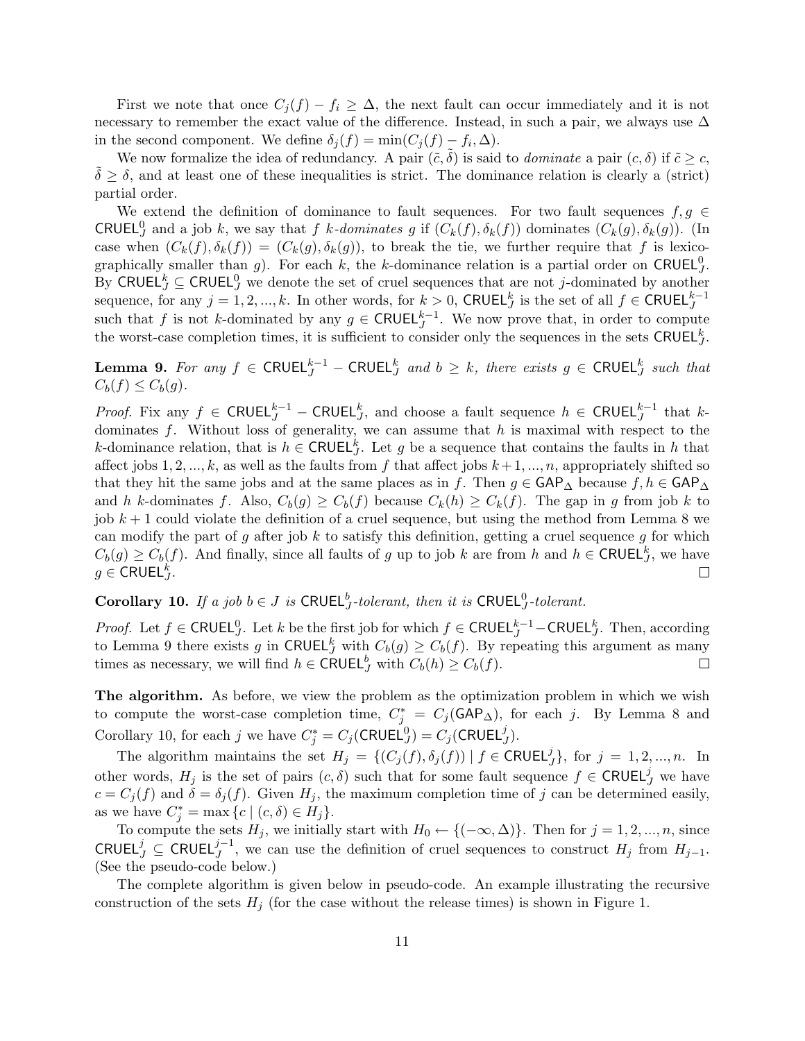First we note that once $C_j(f) - f_i \geq \Delta$, the next fault can occur immediately and it is not necessary to remember the exact value of the difference. Instead, in such a pair, we always use $\Delta$ in the second component. We define $\delta_j(f) = \min(C_j(f) - f_i, \Delta)$.

We now formalize the idea of redundancy. A pair $(\tilde{c}, \tilde{\delta})$ is said to *dominate* a pair $(c, \delta)$ if $\tilde{c} \geq c$, $\tilde{\delta} \geq \delta$, and at least one of these inequalities is strict. The dominance relation is clearly a (strict) partial order.

We extend the definition of dominance to fault sequences. For two fault sequences $f, g \in \mathsf{CRUEL}^0_J$ and a job $k$, we say that $f$ *$k$-dominates* $g$ if $(C_k(f), \delta_k(f))$ dominates $(C_k(g), \delta_k(g))$. (In case when $(C_k(f), \delta_k(f)) = (C_k(g), \delta_k(g))$, to break the tie, we further require that $f$ is lexicographically smaller than $g$). For each $k$, the $k$-dominance relation is a partial order on $\mathsf{CRUEL}^0_J$. By $\mathsf{CRUEL}^k_J \subseteq \mathsf{CRUEL}^0_J$ we denote the set of cruel sequences that are not $j$-dominated by another sequence, for any $j = 1, 2, ..., k$. In other words, for $k > 0$, $\mathsf{CRUEL}^k_J$ is the set of all $f \in \mathsf{CRUEL}^{k-1}_J$ such that $f$ is not $k$-dominated by any $g \in \mathsf{CRUEL}^{k-1}_J$. We now prove that, in order to compute the worst-case completion times, it is sufficient to consider only the sequences in the sets $\mathsf{CRUEL}^k_J$.

**Lemma 9.** *For any $f \in \mathsf{CRUEL}^{k-1}_J - \mathsf{CRUEL}^k_J$ and $b \geq k$, there exists $g \in \mathsf{CRUEL}^k_J$ such that $C_b(f) \leq C_b(g)$.*

*Proof.* Fix any $f \in \mathsf{CRUEL}^{k-1}_J - \mathsf{CRUEL}^k_J$, and choose a fault sequence $h \in \mathsf{CRUEL}^{k-1}_J$ that $k$-dominates $f$. Without loss of generality, we can assume that $h$ is maximal with respect to the $k$-dominance relation, that is $h \in \mathsf{CRUEL}^k_J$. Let $g$ be a sequence that contains the faults in $h$ that affect jobs $1, 2, ..., k$, as well as the faults from $f$ that affect jobs $k+1, ..., n$, appropriately shifted so that they hit the same jobs and at the same places as in $f$. Then $g \in \mathsf{GAP}_\Delta$ because $f, h \in \mathsf{GAP}_\Delta$ and $h$ $k$-dominates $f$. Also, $C_b(g) \geq C_b(f)$ because $C_k(h) \geq C_k(f)$. The gap in $g$ from job $k$ to job $k+1$ could violate the definition of a cruel sequence, but using the method from Lemma 8 we can modify the part of $g$ after job $k$ to satisfy this definition, getting a cruel sequence $g$ for which $C_b(g) \geq C_b(f)$. And finally, since all faults of $g$ up to job $k$ are from $h$ and $h \in \mathsf{CRUEL}^k_J$, we have $g \in \mathsf{CRUEL}^k_J$. $\square$

**Corollary 10.** *If a job $b \in J$ is $\mathsf{CRUEL}^b_J$-tolerant, then it is $\mathsf{CRUEL}^0_J$-tolerant.*

*Proof.* Let $f \in \mathsf{CRUEL}^0_J$. Let $k$ be the first job for which $f \in \mathsf{CRUEL}^{k-1}_J - \mathsf{CRUEL}^k_J$. Then, according to Lemma 9 there exists $g$ in $\mathsf{CRUEL}^k_J$ with $C_b(g) \geq C_b(f)$. By repeating this argument as many times as necessary, we will find $h \in \mathsf{CRUEL}^b_J$ with $C_b(h) \geq C_b(f)$. $\square$

**The algorithm.** As before, we view the problem as the optimization problem in which we wish to compute the worst-case completion time, $C^*_j = C_j(\mathsf{GAP}_\Delta)$, for each $j$. By Lemma 8 and Corollary 10, for each $j$ we have $C^*_j = C_j(\mathsf{CRUEL}^0_J) = C_j(\mathsf{CRUEL}^j_J)$.

The algorithm maintains the set $H_j = \{(C_j(f), \delta_j(f)) \mid f \in \mathsf{CRUEL}^j_J\}$, for $j = 1, 2, ..., n$. In other words, $H_j$ is the set of pairs $(c, \delta)$ such that for some fault sequence $f \in \mathsf{CRUEL}^j_J$ we have $c = C_j(f)$ and $\delta = \delta_j(f)$. Given $H_j$, the maximum completion time of $j$ can be determined easily, as we have $C^*_j = \max\{c \mid (c, \delta) \in H_j\}$.

To compute the sets $H_j$, we initially start with $H_0 \leftarrow \{(-\infty, \Delta)\}$. Then for $j = 1, 2, ..., n$, since $\mathsf{CRUEL}^j_J \subseteq \mathsf{CRUEL}^{j-1}_J$, we can use the definition of cruel sequences to construct $H_j$ from $H_{j-1}$. (See the pseudo-code below.)

The complete algorithm is given below in pseudo-code. An example illustrating the recursive construction of the sets $H_j$ (for the case without the release times) is shown in Figure 1.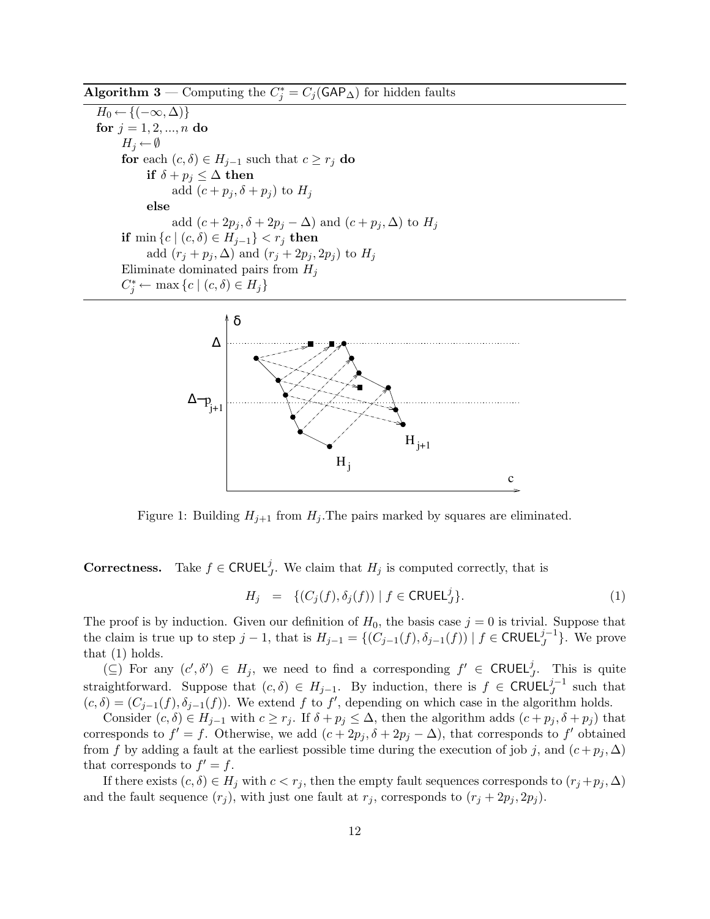**Algorithm 3** — Computing the $C_j^* = C_j(\mathsf{GAP}_\Delta)$ for hidden faults

```
H_0 ← {(−∞, Δ)}
for j = 1, 2, ..., n do
    H_j ← ∅
    for each (c, δ) ∈ H_{j−1} such that c ≥ r_j do
        if δ + p_j ≤ Δ then
            add (c + p_j, δ + p_j) to H_j
        else
            add (c + 2p_j, δ + 2p_j − Δ) and (c + p_j, Δ) to H_j
    if min {c | (c, δ) ∈ H_{j−1}} < r_j then
        add (r_j + p_j, Δ) and (r_j + 2p_j, 2p_j) to H_j
    Eliminate dominated pairs from H_j
    C_j^* ← max {c | (c, δ) ∈ H_j}
```

Figure 1: Building $H_{j+1}$ from $H_j$.The pairs marked by squares are eliminated.

**Correctness.** Take $f \in \mathsf{CRUEL}_J^j$. We claim that $H_j$ is computed correctly, that is

$$H_j \;\; = \;\; \{(C_j(f), \delta_j(f)) \mid f \in \mathsf{CRUEL}_J^j\}. \tag{1}$$

The proof is by induction. Given our definition of $H_0$, the basis case $j = 0$ is trivial. Suppose that the claim is true up to step $j - 1$, that is $H_{j-1} = \{(C_{j-1}(f), \delta_{j-1}(f)) \mid f \in \mathsf{CRUEL}_J^{j-1}\}$. We prove that (1) holds.

($\subseteq$) For any $(c', \delta') \in H_j$, we need to find a corresponding $f' \in \mathsf{CRUEL}_J^j$. This is quite straightforward. Suppose that $(c, \delta) \in H_{j-1}$. By induction, there is $f \in \mathsf{CRUEL}_J^{j-1}$ such that $(c, \delta) = (C_{j-1}(f), \delta_{j-1}(f))$. We extend $f$ to $f'$, depending on which case in the algorithm holds.

Consider $(c, \delta) \in H_{j-1}$ with $c \geq r_j$. If $\delta + p_j \leq \Delta$, then the algorithm adds $(c + p_j, \delta + p_j)$ that corresponds to $f' = f$. Otherwise, we add $(c + 2p_j, \delta + 2p_j - \Delta)$, that corresponds to $f'$ obtained from $f$ by adding a fault at the earliest possible time during the execution of job $j$, and $(c + p_j, \Delta)$ that corresponds to $f' = f$.

If there exists $(c, \delta) \in H_j$ with $c < r_j$, then the empty fault sequences corresponds to $(r_j + p_j, \Delta)$ and the fault sequence $(r_j)$, with just one fault at $r_j$, corresponds to $(r_j + 2p_j, 2p_j)$.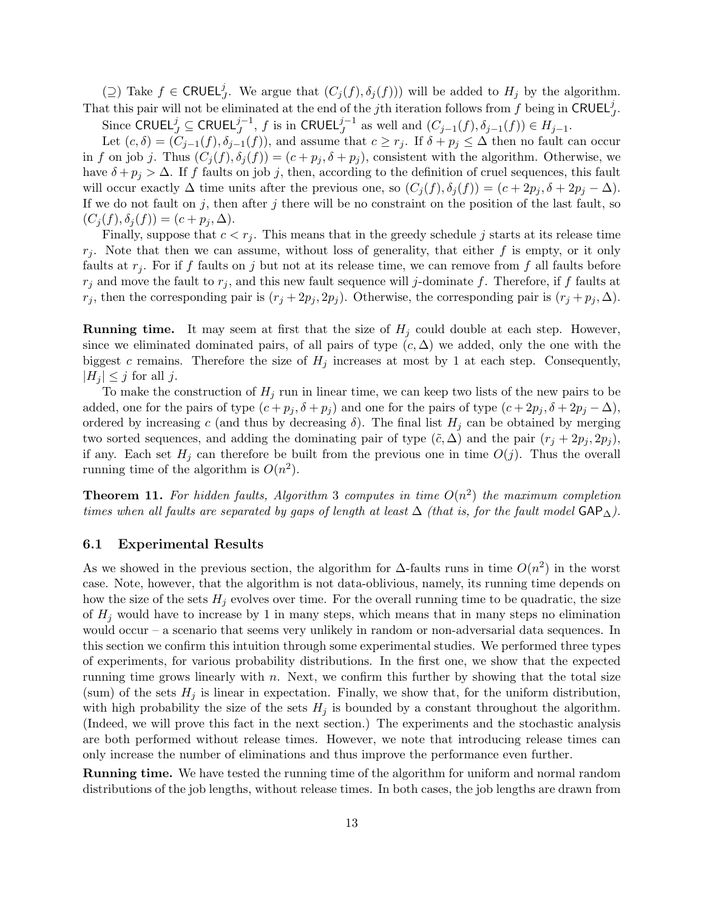(⊇) Take $f \in \mathsf{CRUEL}_J^j$. We argue that $(C_j(f), \delta_j(f)))$ will be added to $H_j$ by the algorithm. That this pair will not be eliminated at the end of the $j$th iteration follows from $f$ being in $\mathsf{CRUEL}_J^j$.

Since $\mathsf{CRUEL}_J^j \subseteq \mathsf{CRUEL}_J^{j-1}$, $f$ is in $\mathsf{CRUEL}_J^{j-1}$ as well and $(C_{j-1}(f), \delta_{j-1}(f)) \in H_{j-1}$.

Let $(c, \delta) = (C_{j-1}(f), \delta_{j-1}(f))$, and assume that $c \geq r_j$. If $\delta + p_j \leq \Delta$ then no fault can occur in $f$ on job $j$. Thus $(C_j(f), \delta_j(f)) = (c + p_j, \delta + p_j)$, consistent with the algorithm. Otherwise, we have $\delta + p_j > \Delta$. If $f$ faults on job $j$, then, according to the definition of cruel sequences, this fault will occur exactly $\Delta$ time units after the previous one, so $(C_j(f), \delta_j(f)) = (c + 2p_j, \delta + 2p_j - \Delta)$. If we do not fault on $j$, then after $j$ there will be no constraint on the position of the last fault, so $(C_j(f), \delta_j(f)) = (c + p_j, \Delta)$.

Finally, suppose that $c < r_j$. This means that in the greedy schedule $j$ starts at its release time $r_j$. Note that then we can assume, without loss of generality, that either $f$ is empty, or it only faults at $r_j$. For if $f$ faults on $j$ but not at its release time, we can remove from $f$ all faults before $r_j$ and move the fault to $r_j$, and this new fault sequence will $j$-dominate $f$. Therefore, if $f$ faults at $r_j$, then the corresponding pair is $(r_j + 2p_j, 2p_j)$. Otherwise, the corresponding pair is $(r_j + p_j, \Delta)$.

**Running time.** It may seem at first that the size of $H_j$ could double at each step. However, since we eliminated dominated pairs, of all pairs of type $(c, \Delta)$ we added, only the one with the biggest $c$ remains. Therefore the size of $H_j$ increases at most by 1 at each step. Consequently, $|H_j| \leq j$ for all $j$.

To make the construction of $H_j$ run in linear time, we can keep two lists of the new pairs to be added, one for the pairs of type $(c + p_j, \delta + p_j)$ and one for the pairs of type $(c + 2p_j, \delta + 2p_j - \Delta)$, ordered by increasing $c$ (and thus by decreasing $\delta$). The final list $H_j$ can be obtained by merging two sorted sequences, and adding the dominating pair of type $(\tilde{c}, \Delta)$ and the pair $(r_j + 2p_j, 2p_j)$, if any. Each set $H_j$ can therefore be built from the previous one in time $O(j)$. Thus the overall running time of the algorithm is $O(n^2)$.

**Theorem 11.** *For hidden faults, Algorithm 3 computes in time $O(n^2)$ the maximum completion times when all faults are separated by gaps of length at least $\Delta$ (that is, for the fault model $\mathsf{GAP}_\Delta$).*

### 6.1 Experimental Results

As we showed in the previous section, the algorithm for $\Delta$-faults runs in time $O(n^2)$ in the worst case. Note, however, that the algorithm is not data-oblivious, namely, its running time depends on how the size of the sets $H_j$ evolves over time. For the overall running time to be quadratic, the size of $H_j$ would have to increase by 1 in many steps, which means that in many steps no elimination would occur – a scenario that seems very unlikely in random or non-adversarial data sequences. In this section we confirm this intuition through some experimental studies. We performed three types of experiments, for various probability distributions. In the first one, we show that the expected running time grows linearly with $n$. Next, we confirm this further by showing that the total size (sum) of the sets $H_j$ is linear in expectation. Finally, we show that, for the uniform distribution, with high probability the size of the sets $H_j$ is bounded by a constant throughout the algorithm. (Indeed, we will prove this fact in the next section.) The experiments and the stochastic analysis are both performed without release times. However, we note that introducing release times can only increase the number of eliminations and thus improve the performance even further.

**Running time.** We have tested the running time of the algorithm for uniform and normal random distributions of the job lengths, without release times. In both cases, the job lengths are drawn from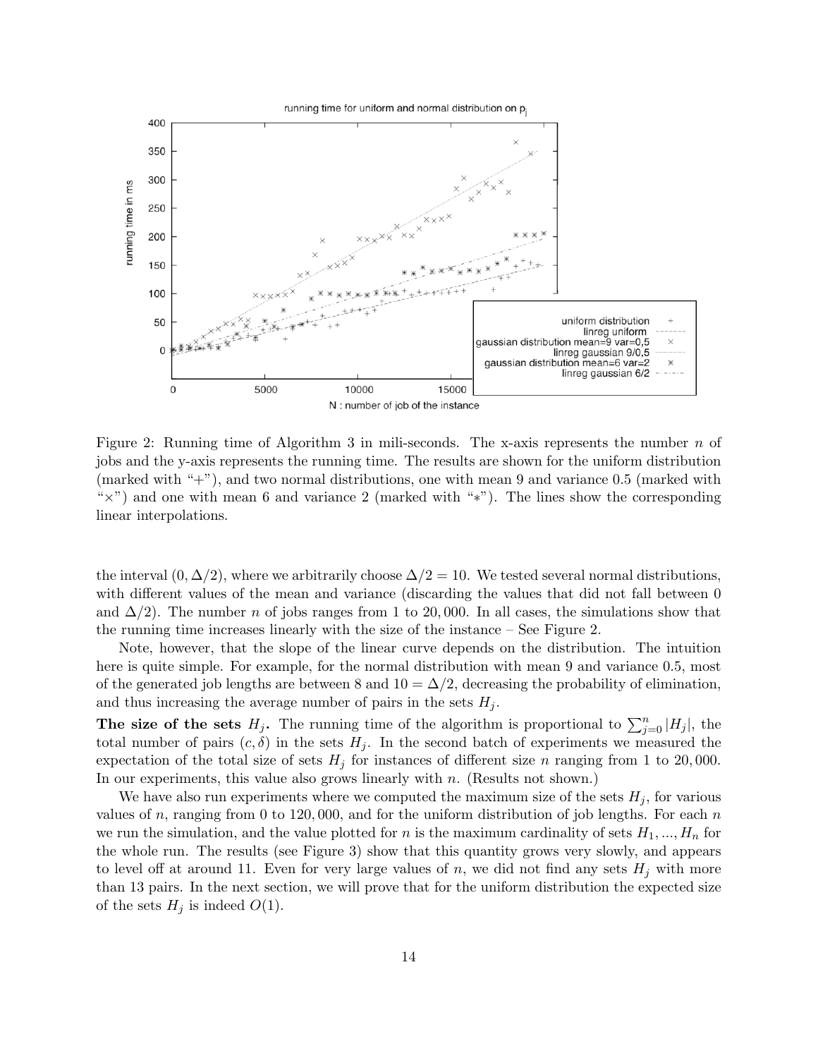Figure 2: Running time of Algorithm 3 in mili-seconds. The x-axis represents the number $n$ of jobs and the y-axis represents the running time. The results are shown for the uniform distribution (marked with "+"), and two normal distributions, one with mean 9 and variance 0.5 (marked with "×") and one with mean 6 and variance 2 (marked with "∗"). The lines show the corresponding linear interpolations.

the interval $(0, \Delta/2)$, where we arbitrarily choose $\Delta/2 = 10$. We tested several normal distributions, with different values of the mean and variance (discarding the values that did not fall between 0 and $\Delta/2$). The number $n$ of jobs ranges from 1 to 20,000. In all cases, the simulations show that the running time increases linearly with the size of the instance – See Figure 2.

Note, however, that the slope of the linear curve depends on the distribution. The intuition here is quite simple. For example, for the normal distribution with mean 9 and variance 0.5, most of the generated job lengths are between 8 and $10 = \Delta/2$, decreasing the probability of elimination, and thus increasing the average number of pairs in the sets $H_j$.

**The size of the sets $H_j$.** The running time of the algorithm is proportional to $\sum_{j=0}^{n} |H_j|$, the total number of pairs $(c, \delta)$ in the sets $H_j$. In the second batch of experiments we measured the expectation of the total size of sets $H_j$ for instances of different size $n$ ranging from 1 to 20,000. In our experiments, this value also grows linearly with $n$. (Results not shown.)

We have also run experiments where we computed the maximum size of the sets $H_j$, for various values of $n$, ranging from 0 to 120,000, and for the uniform distribution of job lengths. For each $n$ we run the simulation, and the value plotted for $n$ is the maximum cardinality of sets $H_1, ..., H_n$ for the whole run. The results (see Figure 3) show that this quantity grows very slowly, and appears to level off at around 11. Even for very large values of $n$, we did not find any sets $H_j$ with more than 13 pairs. In the next section, we will prove that for the uniform distribution the expected size of the sets $H_j$ is indeed $O(1)$.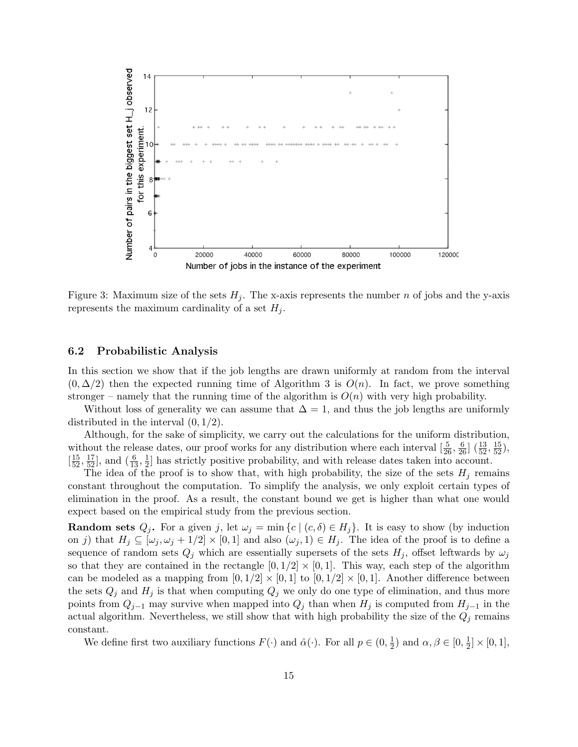Figure 3: Maximum size of the sets $H_j$. The x-axis represents the number $n$ of jobs and the y-axis represents the maximum cardinality of a set $H_j$.

### 6.2 Probabilistic Analysis

In this section we show that if the job lengths are drawn uniformly at random from the interval $(0, \Delta/2)$ then the expected running time of Algorithm 3 is $O(n)$. In fact, we prove something stronger – namely that the running time of the algorithm is $O(n)$ with very high probability.

Without loss of generality we can assume that $\Delta = 1$, and thus the job lengths are uniformly distributed in the interval $(0, 1/2)$.

Although, for the sake of simplicity, we carry out the calculations for the uniform distribution, without the release dates, our proof works for any distribution where each interval $[\frac{5}{26}, \frac{6}{26}]$ $(\frac{13}{52}, \frac{15}{52})$, $[\frac{15}{52}, \frac{17}{52}]$, and $(\frac{6}{13}, \frac{1}{2}]$ has strictly positive probability, and with release dates taken into account.

The idea of the proof is to show that, with high probability, the size of the sets $H_j$ remains constant throughout the computation. To simplify the analysis, we only exploit certain types of elimination in the proof. As a result, the constant bound we get is higher than what one would expect based on the empirical study from the previous section.

**Random sets $Q_j$.** For a given $j$, let $\omega_j = \min \{c \mid (c, \delta) \in H_j\}$. It is easy to show (by induction on $j$) that $H_j \subseteq [\omega_j, \omega_j + 1/2] \times [0, 1]$ and also $(\omega_j, 1) \in H_j$. The idea of the proof is to define a sequence of random sets $Q_j$ which are essentially supersets of the sets $H_j$, offset leftwards by $\omega_j$ so that they are contained in the rectangle $[0, 1/2] \times [0, 1]$. This way, each step of the algorithm can be modeled as a mapping from $[0, 1/2] \times [0, 1]$ to $[0, 1/2] \times [0, 1]$. Another difference between the sets $Q_j$ and $H_j$ is that when computing $Q_j$ we only do one type of elimination, and thus more points from $Q_{j-1}$ may survive when mapped into $Q_j$ than when $H_j$ is computed from $H_{j-1}$ in the actual algorithm. Nevertheless, we still show that with high probability the size of the $Q_j$ remains constant.

We define first two auxiliary functions $F(\cdot)$ and $\hat{\alpha}(\cdot)$. For all $p \in (0, \frac{1}{2})$ and $\alpha, \beta \in [0, \frac{1}{2}] \times [0, 1]$,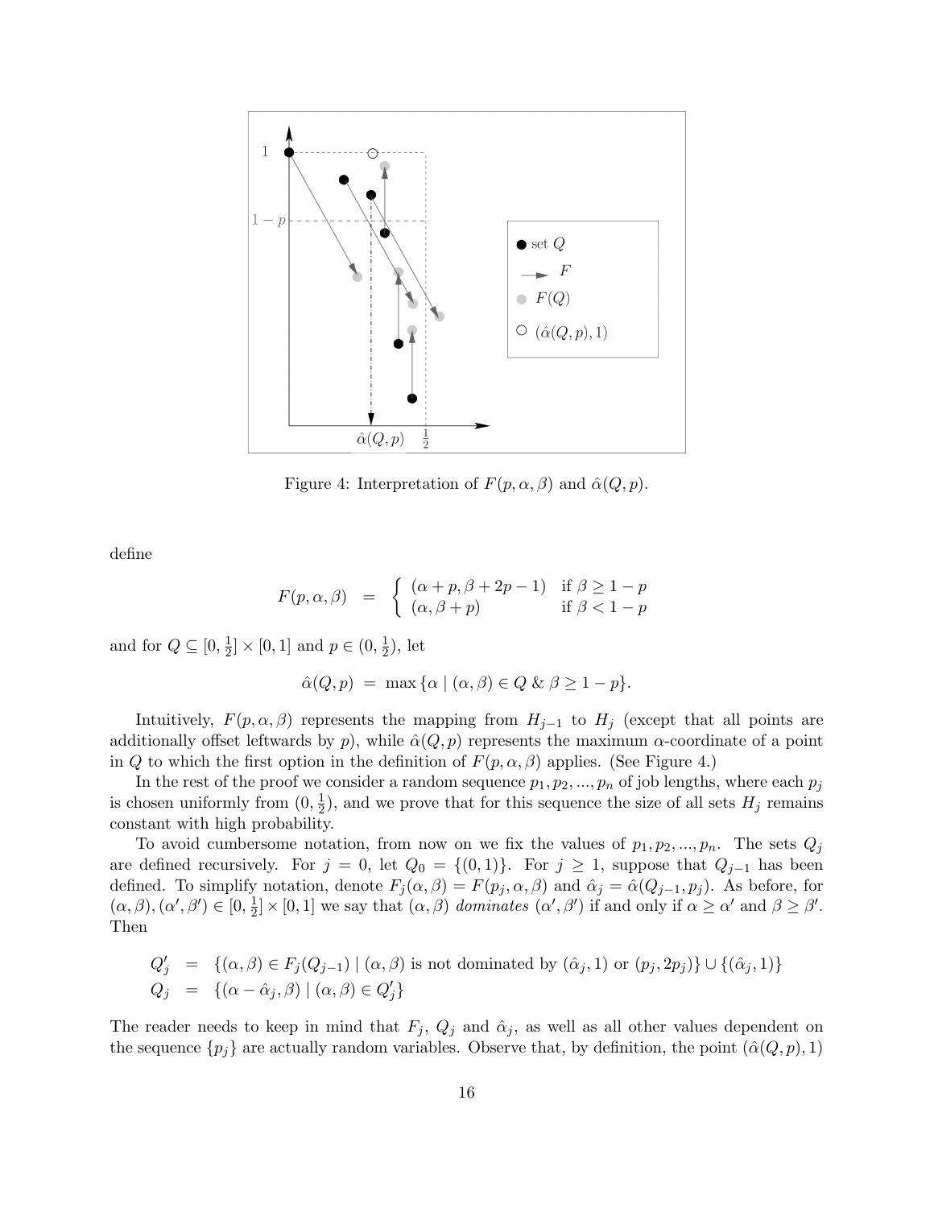Figure 4: Interpretation of $F(p, \alpha, \beta)$ and $\hat{\alpha}(Q, p)$.

define

$$F(p, \alpha, \beta) \quad = \quad \begin{cases} (\alpha + p, \beta + 2p - 1) & \text{if } \beta \geq 1 - p \\ (\alpha, \beta + p) & \text{if } \beta < 1 - p \end{cases}$$

and for $Q \subseteq [0, \frac{1}{2}] \times [0, 1]$ and $p \in (0, \frac{1}{2})$, let

$$\hat{\alpha}(Q, p) \;=\; \max \{\alpha \mid (\alpha, \beta) \in Q \;\&\; \beta \geq 1 - p\}.$$

Intuitively, $F(p, \alpha, \beta)$ represents the mapping from $H_{j-1}$ to $H_j$ (except that all points are additionally offset leftwards by $p$), while $\hat{\alpha}(Q, p)$ represents the maximum $\alpha$-coordinate of a point in $Q$ to which the first option in the definition of $F(p, \alpha, \beta)$ applies. (See Figure 4.)

In the rest of the proof we consider a random sequence $p_1, p_2, ..., p_n$ of job lengths, where each $p_j$ is chosen uniformly from $(0, \frac{1}{2})$, and we prove that for this sequence the size of all sets $H_j$ remains constant with high probability.

To avoid cumbersome notation, from now on we fix the values of $p_1, p_2, ..., p_n$. The sets $Q_j$ are defined recursively. For $j = 0$, let $Q_0 = \{(0, 1)\}$. For $j \geq 1$, suppose that $Q_{j-1}$ has been defined. To simplify notation, denote $F_j(\alpha, \beta) = F(p_j, \alpha, \beta)$ and $\hat{\alpha}_j = \hat{\alpha}(Q_{j-1}, p_j)$. As before, for $(\alpha, \beta), (\alpha', \beta') \in [0, \frac{1}{2}] \times [0, 1]$ we say that $(\alpha, \beta)$ *dominates* $(\alpha', \beta')$ if and only if $\alpha \geq \alpha'$ and $\beta \geq \beta'$. Then

$$\begin{aligned} Q'_j &= \{(\alpha, \beta) \in F_j(Q_{j-1}) \mid (\alpha, \beta) \text{ is not dominated by } (\hat{\alpha}_j, 1) \text{ or } (p_j, 2p_j)\} \cup \{(\hat{\alpha}_j, 1)\} \\ Q_j &= \{(\alpha - \hat{\alpha}_j, \beta) \mid (\alpha, \beta) \in Q'_j\} \end{aligned}$$

The reader needs to keep in mind that $F_j$, $Q_j$ and $\hat{\alpha}_j$, as well as all other values dependent on the sequence $\{p_j\}$ are actually random variables. Observe that, by definition, the point $(\hat{\alpha}(Q, p), 1)$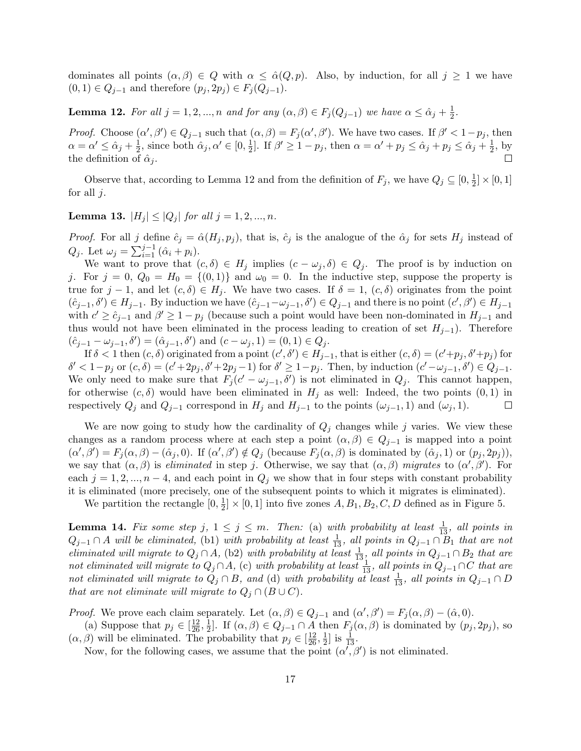dominates all points $(\alpha, \beta) \in Q$ with $\alpha \leq \hat{\alpha}(Q, p)$. Also, by induction, for all $j \geq 1$ we have $(0, 1) \in Q_{j-1}$ and therefore $(p_j, 2p_j) \in F_j(Q_{j-1})$.

**Lemma 12.** *For all $j = 1, 2, ..., n$ and for any $(\alpha, \beta) \in F_j(Q_{j-1})$ we have $\alpha \leq \hat{\alpha}_j + \frac{1}{2}$.*

*Proof.* Choose $(\alpha', \beta') \in Q_{j-1}$ such that $(\alpha, \beta) = F_j(\alpha', \beta')$. We have two cases. If $\beta' < 1 - p_j$, then $\alpha = \alpha' \leq \hat{\alpha}_j + \frac{1}{2}$, since both $\hat{\alpha}_j, \alpha' \in [0, \frac{1}{2}]$. If $\beta' \geq 1 - p_j$, then $\alpha = \alpha' + p_j \leq \hat{\alpha}_j + p_j \leq \hat{\alpha}_j + \frac{1}{2}$, by the definition of $\hat{\alpha}_j$. □

Observe that, according to Lemma 12 and from the definition of $F_j$, we have $Q_j \subseteq [0, \frac{1}{2}] \times [0, 1]$ for all $j$.

**Lemma 13.** *$|H_j| \leq |Q_j|$ for all $j = 1, 2, ..., n$.*

*Proof.* For all $j$ define $\hat{c}_j = \hat{\alpha}(H_j, p_j)$, that is, $\hat{c}_j$ is the analogue of the $\hat{\alpha}_j$ for sets $H_j$ instead of $Q_j$. Let $\omega_j = \sum_{i=1}^{j-1} (\hat{\alpha}_i + p_i)$.

We want to prove that $(c, \delta) \in H_j$ implies $(c - \omega_j, \delta) \in Q_j$. The proof is by induction on $j$. For $j = 0$, $Q_0 = H_0 = \{(0, 1)\}$ and $\omega_0 = 0$. In the inductive step, suppose the property is true for $j - 1$, and let $(c, \delta) \in H_j$. We have two cases. If $\delta = 1$, $(c, \delta)$ originates from the point $(\hat{c}_{j-1}, \delta') \in H_{j-1}$. By induction we have $(\hat{c}_{j-1} - \omega_{j-1}, \delta') \in Q_{j-1}$ and there is no point $(c', \beta') \in H_{j-1}$ with $c' \geq \hat{c}_{j-1}$ and $\beta' \geq 1 - p_j$ (because such a point would have been non-dominated in $H_{j-1}$ and thus would not have been eliminated in the process leading to creation of set $H_{j-1}$). Therefore $(\hat{c}_{j-1} - \omega_{j-1}, \delta') = (\hat{\alpha}_{j-1}, \delta')$ and $(c - \omega_j, 1) = (0, 1) \in Q_j$.

If $\delta < 1$ then $(c, \delta)$ originated from a point $(c', \delta') \in H_{j-1}$, that is either $(c, \delta) = (c' + p_j, \delta' + p_j)$ for $\delta' < 1 - p_j$ or $(c, \delta) = (c' + 2p_j, \delta' + 2p_j - 1)$ for $\delta' \geq 1 - p_j$. Then, by induction $(c' - \omega_{j-1}, \delta') \in Q_{j-1}$. We only need to make sure that $F_j(c' - \omega_{j-1}, \delta')$ is not eliminated in $Q_j$. This cannot happen, for otherwise $(c, \delta)$ would have been eliminated in $H_j$ as well: Indeed, the two points $(0, 1)$ in respectively $Q_j$ and $Q_{j-1}$ correspond in $H_j$ and $H_{j-1}$ to the points $(\omega_{j-1}, 1)$ and $(\omega_j, 1)$. □

We are now going to study how the cardinality of $Q_j$ changes while $j$ varies. We view these changes as a random process where at each step a point $(\alpha, \beta) \in Q_{j-1}$ is mapped into a point $(\alpha', \beta') = F_j(\alpha, \beta) - (\hat{\alpha}_j, 0)$. If $(\alpha', \beta') \notin Q_j$ (because $F_j(\alpha, \beta)$ is dominated by $(\hat{\alpha}_j, 1)$ or $(p_j, 2p_j)$), we say that $(\alpha, \beta)$ is *eliminated* in step $j$. Otherwise, we say that $(\alpha, \beta)$ *migrates* to $(\alpha', \beta')$. For each $j = 1, 2, ..., n - 4$, and each point in $Q_j$ we show that in four steps with constant probability it is eliminated (more precisely, one of the subsequent points to which it migrates is eliminated).

We partition the rectangle $[0, \frac{1}{2}] \times [0, 1]$ into five zones $A, B_1, B_2, C, D$ defined as in Figure 5.

**Lemma 14.** *Fix some step $j$, $1 \leq j \leq m$. Then:* (a) *with probability at least $\frac{1}{13}$, all points in $Q_{j-1} \cap A$ will be eliminated,* (b1) *with probability at least $\frac{1}{13}$, all points in $Q_{j-1} \cap B_1$ that are not eliminated will migrate to $Q_j \cap A$,* (b2) *with probability at least $\frac{1}{13}$, all points in $Q_{j-1} \cap B_2$ that are not eliminated will migrate to $Q_j \cap A$,* (c) *with probability at least $\frac{1}{13}$, all points in $Q_{j-1} \cap C$ that are not eliminated will migrate to $Q_j \cap B$, and* (d) *with probability at least $\frac{1}{13}$, all points in $Q_{j-1} \cap D$ that are not eliminate will migrate to $Q_j \cap (B \cup C)$.*

*Proof.* We prove each claim separately. Let $(\alpha, \beta) \in Q_{j-1}$ and $(\alpha', \beta') = F_j(\alpha, \beta) - (\hat{\alpha}, 0)$.

(a) Suppose that $p_j \in [\frac{12}{26}, \frac{1}{2}]$. If $(\alpha, \beta) \in Q_{j-1} \cap A$ then $F_j(\alpha, \beta)$ is dominated by $(p_j, 2p_j)$, so $(\alpha, \beta)$ will be eliminated. The probability that $p_j \in [\frac{12}{26}, \frac{1}{2}]$ is $\frac{1}{13}$.

Now, for the following cases, we assume that the point $(\alpha', \beta')$ is not eliminated.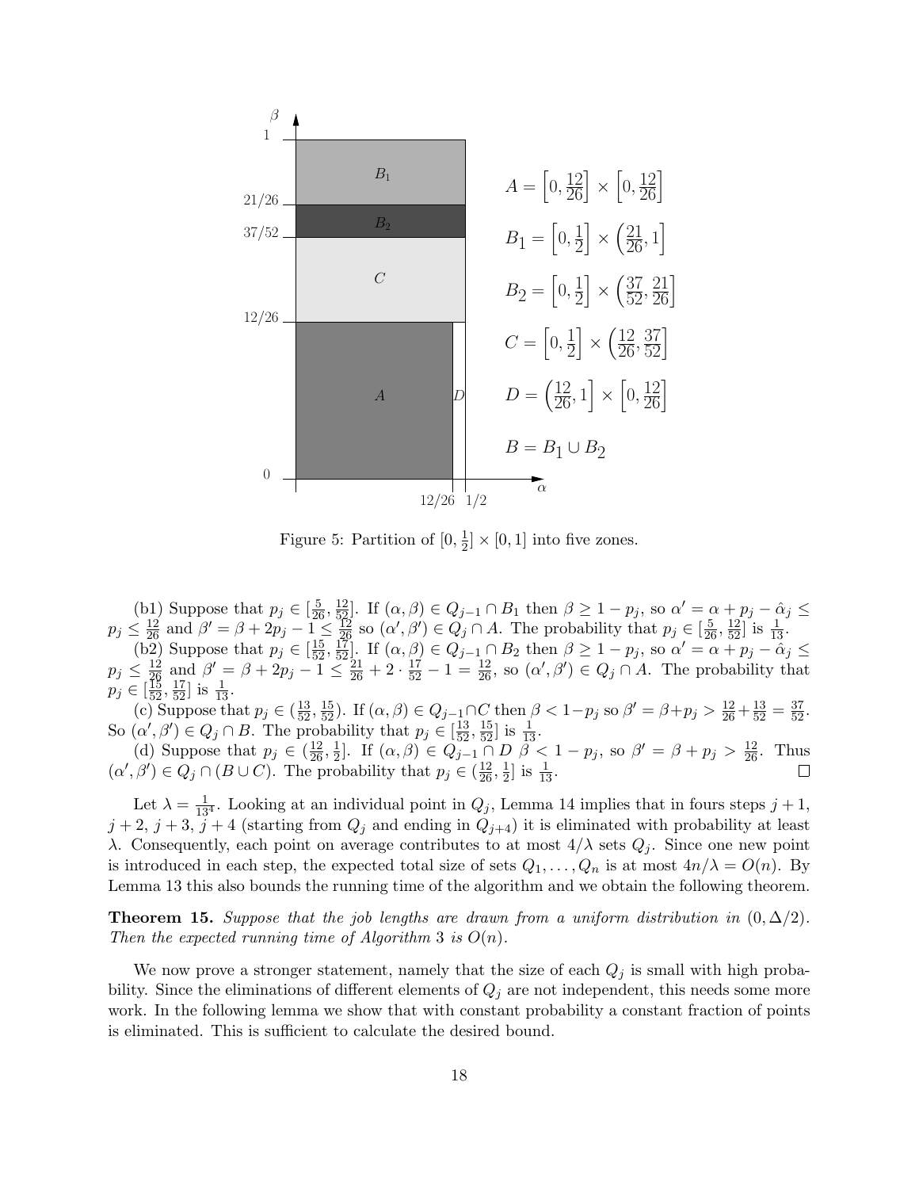$$A = \left[0, \frac{12}{26}\right] \times \left[0, \frac{12}{26}\right]$$

$$B_1 = \left[0, \frac{1}{2}\right] \times \left(\frac{21}{26}, 1\right]$$

$$B_2 = \left[0, \frac{1}{2}\right] \times \left(\frac{37}{52}, \frac{21}{26}\right]$$

$$C = \left[0, \frac{1}{2}\right] \times \left(\frac{12}{26}, \frac{37}{52}\right]$$

$$D = \left(\frac{12}{26}, 1\right] \times \left[0, \frac{12}{26}\right]$$

$$B = B_1 \cup B_2$$

Figure 5: Partition of $[0, \frac{1}{2}] \times [0, 1]$ into five zones.

(b1) Suppose that $p_j \in [\frac{5}{26}, \frac{12}{52}]$. If $(\alpha, \beta) \in Q_{j-1} \cap B_1$ then $\beta \geq 1 - p_j$, so $\alpha' = \alpha + p_j - \hat{\alpha}_j \leq p_j \leq \frac{12}{26}$ and $\beta' = \beta + 2p_j - 1 \leq \frac{12}{26}$ so $(\alpha', \beta') \in Q_j \cap A$. The probability that $p_j \in [\frac{5}{26}, \frac{12}{52}]$ is $\frac{1}{13}$.

(b2) Suppose that $p_j \in [\frac{15}{52}, \frac{17}{52}]$. If $(\alpha, \beta) \in Q_{j-1} \cap B_2$ then $\beta \geq 1 - p_j$, so $\alpha' = \alpha + p_j - \hat{\alpha}_j \leq p_j \leq \frac{12}{26}$ and $\beta' = \beta + 2p_j - 1 \leq \frac{21}{26} + 2 \cdot \frac{17}{52} - 1 = \frac{12}{26}$, so $(\alpha', \beta') \in Q_j \cap A$. The probability that $p_j \in [\frac{15}{52}, \frac{17}{52}]$ is $\frac{1}{13}$.

(c) Suppose that $p_j \in (\frac{13}{52}, \frac{15}{52})$. If $(\alpha, \beta) \in Q_{j-1} \cap C$ then $\beta < 1 - p_j$ so $\beta' = \beta + p_j > \frac{12}{26} + \frac{13}{52} = \frac{37}{52}$. So $(\alpha', \beta') \in Q_j \cap B$. The probability that $p_j \in [\frac{13}{52}, \frac{15}{52}]$ is $\frac{1}{13}$.

(d) Suppose that $p_j \in (\frac{12}{26}, \frac{1}{2}]$. If $(\alpha, \beta) \in Q_{j-1} \cap D$ $\beta < 1 - p_j$, so $\beta' = \beta + p_j > \frac{12}{26}$. Thus $(\alpha', \beta') \in Q_j \cap (B \cup C)$. The probability that $p_j \in (\frac{12}{26}, \frac{1}{2}]$ is $\frac{1}{13}$. □

Let $\lambda = \frac{1}{13^4}$. Looking at an individual point in $Q_j$, Lemma 14 implies that in fours steps $j+1$, $j+2$, $j+3$, $j+4$ (starting from $Q_j$ and ending in $Q_{j+4}$) it is eliminated with probability at least $\lambda$. Consequently, each point on average contributes to at most $4/\lambda$ sets $Q_j$. Since one new point is introduced in each step, the expected total size of sets $Q_1, \ldots, Q_n$ is at most $4n/\lambda = O(n)$. By Lemma 13 this also bounds the running time of the algorithm and we obtain the following theorem.

**Theorem 15.** *Suppose that the job lengths are drawn from a uniform distribution in $(0, \Delta/2)$. Then the expected running time of Algorithm 3 is $O(n)$.*

We now prove a stronger statement, namely that the size of each $Q_j$ is small with high probability. Since the eliminations of different elements of $Q_j$ are not independent, this needs some more work. In the following lemma we show that with constant probability a constant fraction of points is eliminated. This is sufficient to calculate the desired bound.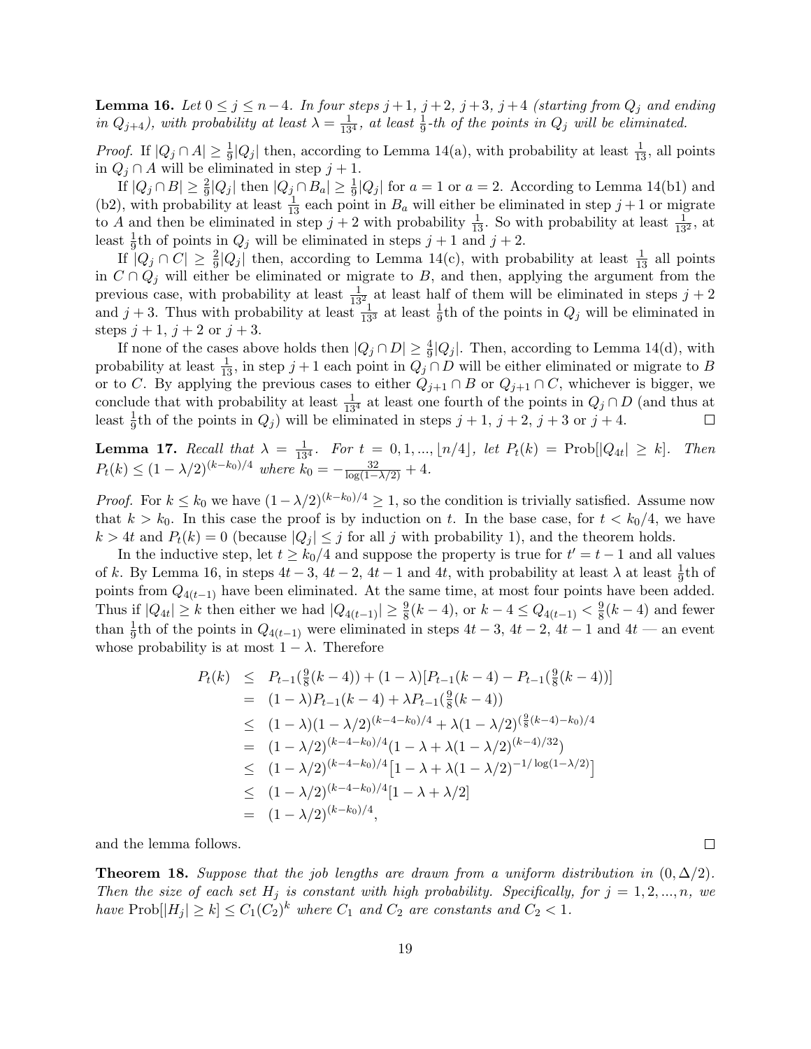**Lemma 16.** *Let $0 \leq j \leq n-4$. In four steps $j+1$, $j+2$, $j+3$, $j+4$ (starting from $Q_j$ and ending in $Q_{j+4}$), with probability at least $\lambda = \frac{1}{13^4}$, at least $\frac{1}{9}$-th of the points in $Q_j$ will be eliminated.*

*Proof.* If $|Q_j \cap A| \geq \frac{1}{9}|Q_j|$ then, according to Lemma 14(a), with probability at least $\frac{1}{13}$, all points in $Q_j \cap A$ will be eliminated in step $j+1$.

If $|Q_j \cap B| \geq \frac{2}{9}|Q_j|$ then $|Q_j \cap B_a| \geq \frac{1}{9}|Q_j|$ for $a = 1$ or $a = 2$. According to Lemma 14(b1) and (b2), with probability at least $\frac{1}{13}$ each point in $B_a$ will either be eliminated in step $j+1$ or migrate to $A$ and then be eliminated in step $j+2$ with probability $\frac{1}{13}$. So with probability at least $\frac{1}{13^2}$, at least $\frac{1}{9}$th of points in $Q_j$ will be eliminated in steps $j+1$ and $j+2$.

If $|Q_j \cap C| \geq \frac{2}{9}|Q_j|$ then, according to Lemma 14(c), with probability at least $\frac{1}{13}$ all points in $C \cap Q_j$ will either be eliminated or migrate to $B$, and then, applying the argument from the previous case, with probability at least $\frac{1}{13^2}$ at least half of them will be eliminated in steps $j+2$ and $j+3$. Thus with probability at least $\frac{1}{13^3}$ at least $\frac{1}{9}$th of the points in $Q_j$ will be eliminated in steps $j+1$, $j+2$ or $j+3$.

If none of the cases above holds then $|Q_j \cap D| \geq \frac{4}{9}|Q_j|$. Then, according to Lemma 14(d), with probability at least $\frac{1}{13}$, in step $j+1$ each point in $Q_j \cap D$ will be either eliminated or migrate to $B$ or to $C$. By applying the previous cases to either $Q_{j+1} \cap B$ or $Q_{j+1} \cap C$, whichever is bigger, we conclude that with probability at least $\frac{1}{13^4}$ at least one fourth of the points in $Q_j \cap D$ (and thus at least $\frac{1}{9}$th of the points in $Q_j$) will be eliminated in steps $j+1$, $j+2$, $j+3$ or $j+4$. □

**Lemma 17.** *Recall that $\lambda = \frac{1}{13^4}$. For $t = 0, 1, ..., \lfloor n/4 \rfloor$, let $P_t(k) = \text{Prob}[|Q_{4t}| \geq k]$. Then $P_t(k) \leq (1 - \lambda/2)^{(k-k_0)/4}$ where $k_0 = -\frac{32}{\log(1-\lambda/2)} + 4$.*

*Proof.* For $k \leq k_0$ we have $(1-\lambda/2)^{(k-k_0)/4} \geq 1$, so the condition is trivially satisfied. Assume now that $k > k_0$. In this case the proof is by induction on $t$. In the base case, for $t < k_0/4$, we have $k > 4t$ and $P_t(k) = 0$ (because $|Q_j| \leq j$ for all $j$ with probability 1), and the theorem holds.

In the inductive step, let $t \geq k_0/4$ and suppose the property is true for $t' = t-1$ and all values of $k$. By Lemma 16, in steps $4t-3$, $4t-2$, $4t-1$ and $4t$, with probability at least $\lambda$ at least $\frac{1}{9}$th of points from $Q_{4(t-1)}$ have been eliminated. At the same time, at most four points have been added. Thus if $|Q_{4t}| \geq k$ then either we had $|Q_{4(t-1)}| \geq \frac{9}{8}(k-4)$, or $k - 4 \leq Q_{4(t-1)} < \frac{9}{8}(k-4)$ and fewer than $\frac{1}{9}$th of the points in $Q_{4(t-1)}$ were eliminated in steps $4t-3$, $4t-2$, $4t-1$ and $4t$ — an event whose probability is at most $1 - \lambda$. Therefore

$$
\begin{aligned}
P_t(k) &\leq P_{t-1}(\tfrac{9}{8}(k-4)) + (1-\lambda)[P_{t-1}(k-4) - P_{t-1}(\tfrac{9}{8}(k-4))] \\
&= (1-\lambda)P_{t-1}(k-4) + \lambda P_{t-1}(\tfrac{9}{8}(k-4)) \\
&\leq (1-\lambda)(1-\lambda/2)^{(k-4-k_0)/4} + \lambda(1-\lambda/2)^{(\frac{9}{8}(k-4)-k_0)/4} \\
&= (1-\lambda/2)^{(k-4-k_0)/4}(1 - \lambda + \lambda(1-\lambda/2)^{(k-4)/32}) \\
&\leq (1-\lambda/2)^{(k-4-k_0)/4}\big[1 - \lambda + \lambda(1-\lambda/2)^{-1/\log(1-\lambda/2)}\big] \\
&\leq (1-\lambda/2)^{(k-4-k_0)/4}[1 - \lambda + \lambda/2] \\
&= (1-\lambda/2)^{(k-k_0)/4},
\end{aligned}
$$

and the lemma follows. □

**Theorem 18.** *Suppose that the job lengths are drawn from a uniform distribution in $(0, \Delta/2)$. Then the size of each set $H_j$ is constant with high probability. Specifically, for $j = 1, 2, ..., n$, we have $\text{Prob}[|H_j| \geq k] \leq C_1(C_2)^k$ where $C_1$ and $C_2$ are constants and $C_2 < 1$.*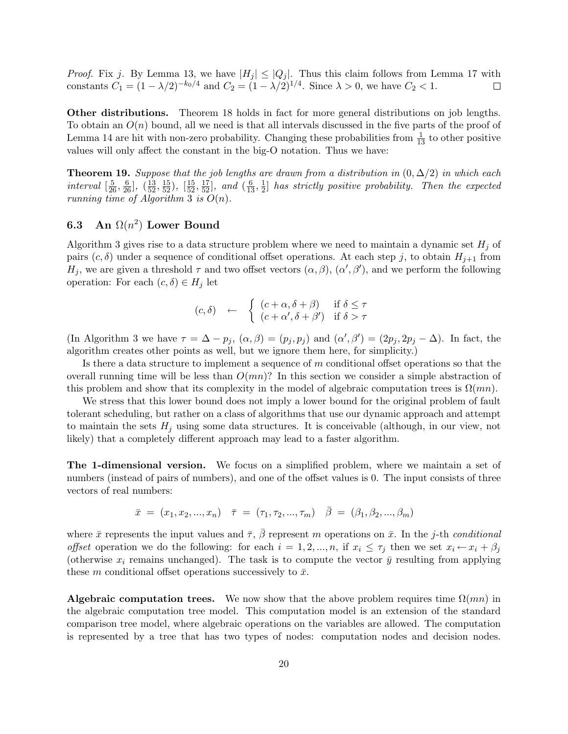*Proof.* Fix $j$. By Lemma 13, we have $|H_j| \leq |Q_j|$. Thus this claim follows from Lemma 17 with constants $C_1 = (1 - \lambda/2)^{-k_0/4}$ and $C_2 = (1 - \lambda/2)^{1/4}$. Since $\lambda > 0$, we have $C_2 < 1$. $\square$

**Other distributions.** Theorem 18 holds in fact for more general distributions on job lengths. To obtain an $O(n)$ bound, all we need is that all intervals discussed in the five parts of the proof of Lemma 14 are hit with non-zero probability. Changing these probabilities from $\frac{1}{13}$ to other positive values will only affect the constant in the big-O notation. Thus we have:

**Theorem 19.** *Suppose that the job lengths are drawn from a distribution in $(0, \Delta/2)$ in which each interval $[\frac{5}{26}, \frac{6}{26}]$, $(\frac{13}{52}, \frac{15}{52})$, $[\frac{15}{52}, \frac{17}{52}]$, and $(\frac{6}{13}, \frac{1}{2}]$ has strictly positive probability. Then the expected running time of Algorithm 3 is $O(n)$.*

### 6.3 An $\Omega(n^2)$ Lower Bound

Algorithm 3 gives rise to a data structure problem where we need to maintain a dynamic set $H_j$ of pairs $(c, \delta)$ under a sequence of conditional offset operations. At each step $j$, to obtain $H_{j+1}$ from $H_j$, we are given a threshold $\tau$ and two offset vectors $(\alpha, \beta)$, $(\alpha', \beta')$, and we perform the following operation: For each $(c, \delta) \in H_j$ let

$$(c, \delta) \quad \leftarrow \quad \begin{cases} (c + \alpha, \delta + \beta) & \text{if } \delta \leq \tau \\ (c + \alpha', \delta + \beta') & \text{if } \delta > \tau \end{cases}$$

(In Algorithm 3 we have $\tau = \Delta - p_j$, $(\alpha, \beta) = (p_j, p_j)$ and $(\alpha', \beta') = (2p_j, 2p_j - \Delta)$. In fact, the algorithm creates other points as well, but we ignore them here, for simplicity.)

Is there a data structure to implement a sequence of $m$ conditional offset operations so that the overall running time will be less than $O(mn)$? In this section we consider a simple abstraction of this problem and show that its complexity in the model of algebraic computation trees is $\Omega(mn)$.

We stress that this lower bound does not imply a lower bound for the original problem of fault tolerant scheduling, but rather on a class of algorithms that use our dynamic approach and attempt to maintain the sets $H_j$ using some data structures. It is conceivable (although, in our view, not likely) that a completely different approach may lead to a faster algorithm.

**The 1-dimensional version.** We focus on a simplified problem, where we maintain a set of numbers (instead of pairs of numbers), and one of the offset values is 0. The input consists of three vectors of real numbers:

$$\bar{x} \;=\; (x_1, x_2, ..., x_n) \quad \bar{\tau} \;=\; (\tau_1, \tau_2, ..., \tau_m) \quad \bar{\beta} \;=\; (\beta_1, \beta_2, ..., \beta_m)$$

where $\bar{x}$ represents the input values and $\bar{\tau}$, $\bar{\beta}$ represent $m$ operations on $\bar{x}$. In the $j$-th *conditional offset* operation we do the following: for each $i = 1, 2, ..., n$, if $x_i \leq \tau_j$ then we set $x_i \leftarrow x_i + \beta_j$ (otherwise $x_i$ remains unchanged). The task is to compute the vector $\bar{y}$ resulting from applying these $m$ conditional offset operations successively to $\bar{x}$.

**Algebraic computation trees.** We now show that the above problem requires time $\Omega(mn)$ in the algebraic computation tree model. This computation model is an extension of the standard comparison tree model, where algebraic operations on the variables are allowed. The computation is represented by a tree that has two types of nodes: computation nodes and decision nodes.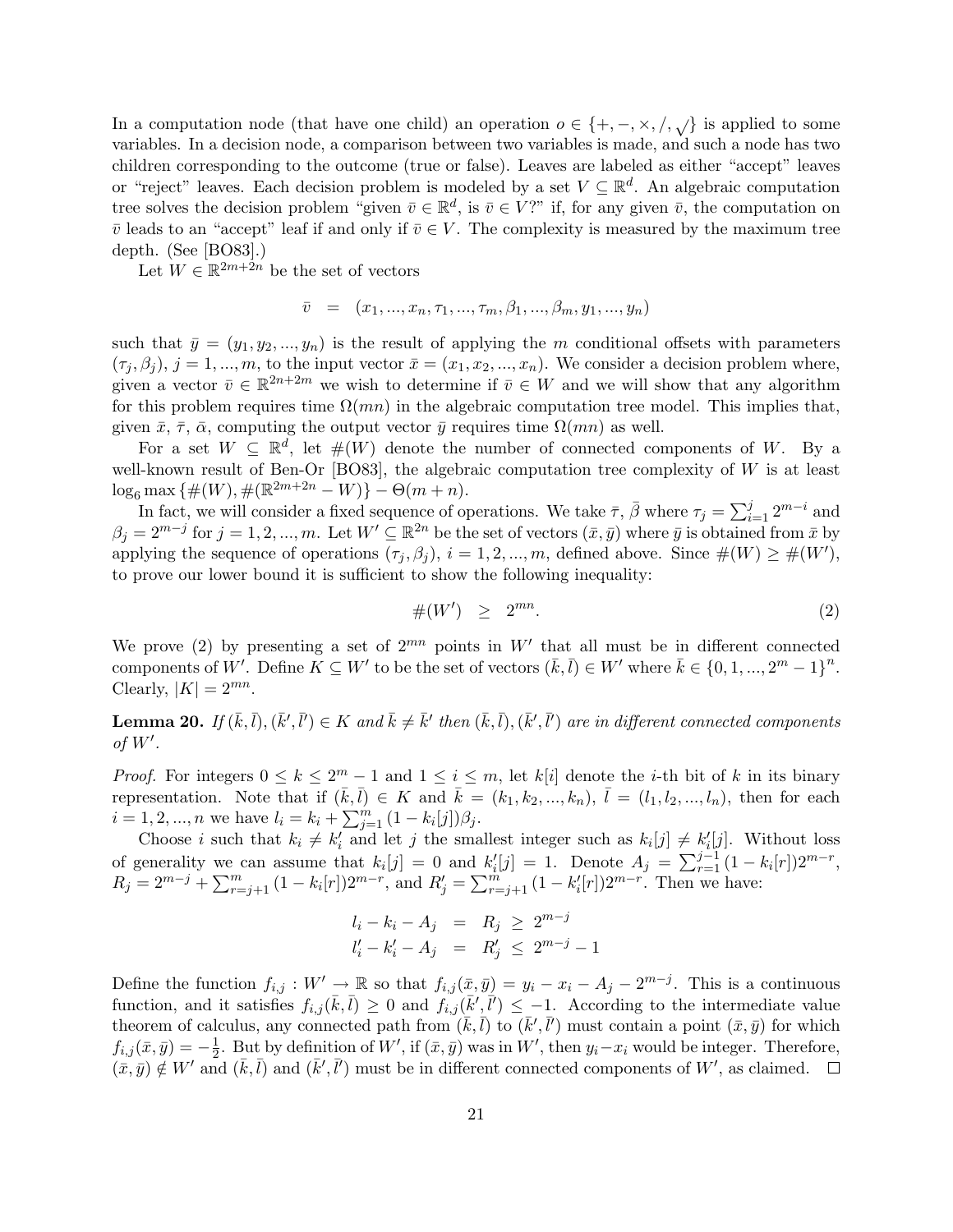In a computation node (that have one child) an operation $o \in \{+, -, \times, /, \sqrt{}\}$ is applied to some variables. In a decision node, a comparison between two variables is made, and such a node has two children corresponding to the outcome (true or false). Leaves are labeled as either "accept" leaves or "reject" leaves. Each decision problem is modeled by a set $V \subseteq \mathbb{R}^d$. An algebraic computation tree solves the decision problem "given $\bar{v} \in \mathbb{R}^d$, is $\bar{v} \in V$?" if, for any given $\bar{v}$, the computation on $\bar{v}$ leads to an "accept" leaf if and only if $\bar{v} \in V$. The complexity is measured by the maximum tree depth. (See [BO83].)

Let $W \in \mathbb{R}^{2m+2n}$ be the set of vectors

$$\bar{v} \;\; = \;\; (x_1, ..., x_n, \tau_1, ..., \tau_m, \beta_1, ..., \beta_m, y_1, ..., y_n)$$

such that $\bar{y} = (y_1, y_2, ..., y_n)$ is the result of applying the $m$ conditional offsets with parameters $(\tau_j, \beta_j)$, $j = 1, ..., m$, to the input vector $\bar{x} = (x_1, x_2, ..., x_n)$. We consider a decision problem where, given a vector $\bar{v} \in \mathbb{R}^{2n+2m}$ we wish to determine if $\bar{v} \in W$ and we will show that any algorithm for this problem requires time $\Omega(mn)$ in the algebraic computation tree model. This implies that, given $\bar{x}$, $\bar{\tau}$, $\bar{\alpha}$, computing the output vector $\bar{y}$ requires time $\Omega(mn)$ as well.

For a set $W \subseteq \mathbb{R}^d$, let $\#(W)$ denote the number of connected components of $W$. By a well-known result of Ben-Or [BO83], the algebraic computation tree complexity of $W$ is at least $\log_6 \max\{\#(W), \#(\mathbb{R}^{2m+2n} - W)\} - \Theta(m+n)$.

In fact, we will consider a fixed sequence of operations. We take $\bar{\tau}$, $\bar{\beta}$ where $\tau_j = \sum_{i=1}^{j} 2^{m-i}$ and $\beta_j = 2^{m-j}$ for $j = 1, 2, ..., m$. Let $W' \subseteq \mathbb{R}^{2n}$ be the set of vectors $(\bar{x}, \bar{y})$ where $\bar{y}$ is obtained from $\bar{x}$ by applying the sequence of operations $(\tau_j, \beta_j)$, $i = 1, 2, ..., m$, defined above. Since $\#(W) \geq \#(W')$, to prove our lower bound it is sufficient to show the following inequality:

$$\#(W') \;\; \geq \;\; 2^{mn}. \tag{2}$$

We prove (2) by presenting a set of $2^{mn}$ points in $W'$ that all must be in different connected components of $W'$. Define $K \subseteq W'$ to be the set of vectors $(\bar{k}, \bar{l}) \in W'$ where $\bar{k} \in \{0, 1, ..., 2^m - 1\}^n$. Clearly, $|K| = 2^{mn}$.

**Lemma 20.** *If $(\bar{k}, \bar{l}), (\bar{k}', \bar{l}') \in K$ and $\bar{k} \neq \bar{k}'$ then $(\bar{k}, \bar{l}), (\bar{k}', \bar{l}')$ are in different connected components of $W'$.*

*Proof.* For integers $0 \leq k \leq 2^m - 1$ and $1 \leq i \leq m$, let $k[i]$ denote the $i$-th bit of $k$ in its binary representation. Note that if $(\bar{k}, \bar{l}) \in K$ and $\bar{k} = (k_1, k_2, ..., k_n)$, $\bar{l} = (l_1, l_2, ..., l_n)$, then for each $i = 1, 2, ..., n$ we have $l_i = k_i + \sum_{j=1}^{m} (1 - k_i[j])\beta_j$.

Choose $i$ such that $k_i \neq k_i'$ and let $j$ the smallest integer such as $k_i[j] \neq k_i'[j]$. Without loss of generality we can assume that $k_i[j] = 0$ and $k_i'[j] = 1$. Denote $A_j = \sum_{r=1}^{j-1} (1 - k_i[r])2^{m-r}$, $R_j = 2^{m-j} + \sum_{r=j+1}^{m} (1 - k_i[r])2^{m-r}$, and $R_j' = \sum_{r=j+1}^{m} (1 - k_i'[r])2^{m-r}$. Then we have:

$$\begin{aligned} l_i - k_i - A_j \;\; &= \;\; R_j \; \geq \; 2^{m-j} \\ l_i' - k_i' - A_j \;\; &= \;\; R_j' \; \leq \; 2^{m-j} - 1 \end{aligned}$$

Define the function $f_{i,j} : W' \to \mathbb{R}$ so that $f_{i,j}(\bar{x}, \bar{y}) = y_i - x_i - A_j - 2^{m-j}$. This is a continuous function, and it satisfies $f_{i,j}(\bar{k}, \bar{l}) \geq 0$ and $f_{i,j}(\bar{k}', \bar{l}') \leq -1$. According to the intermediate value theorem of calculus, any connected path from $(\bar{k}, \bar{l})$ to $(\bar{k}', \bar{l}')$ must contain a point $(\bar{x}, \bar{y})$ for which $f_{i,j}(\bar{x}, \bar{y}) = -\frac{1}{2}$. But by definition of $W'$, if $(\bar{x}, \bar{y})$ was in $W'$, then $y_i - x_i$ would be integer. Therefore, $(\bar{x}, \bar{y}) \notin W'$ and $(\bar{k}, \bar{l})$ and $(\bar{k}', \bar{l}')$ must be in different connected components of $W'$, as claimed. $\square$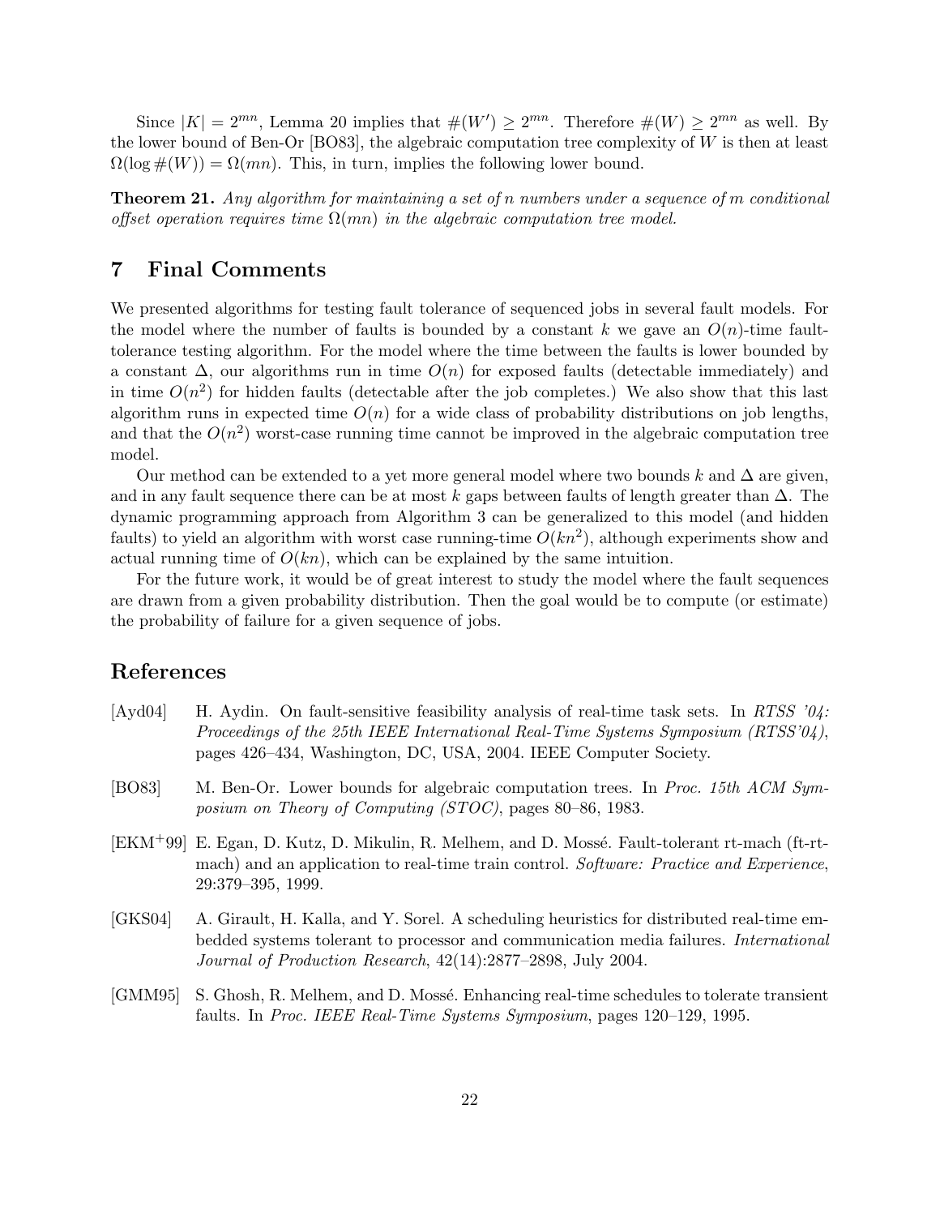Since $|K| = 2^{mn}$, Lemma 20 implies that $\#(W') \geq 2^{mn}$. Therefore $\#(W) \geq 2^{mn}$ as well. By the lower bound of Ben-Or [BO83], the algebraic computation tree complexity of $W$ is then at least $\Omega(\log \#(W)) = \Omega(mn)$. This, in turn, implies the following lower bound.

**Theorem 21.** *Any algorithm for maintaining a set of $n$ numbers under a sequence of $m$ conditional offset operation requires time $\Omega(mn)$ in the algebraic computation tree model.*

# 7 Final Comments

We presented algorithms for testing fault tolerance of sequenced jobs in several fault models. For the model where the number of faults is bounded by a constant $k$ we gave an $O(n)$-time fault-tolerance testing algorithm. For the model where the time between the faults is lower bounded by a constant $\Delta$, our algorithms run in time $O(n)$ for exposed faults (detectable immediately) and in time $O(n^2)$ for hidden faults (detectable after the job completes.) We also show that this last algorithm runs in expected time $O(n)$ for a wide class of probability distributions on job lengths, and that the $O(n^2)$ worst-case running time cannot be improved in the algebraic computation tree model.

Our method can be extended to a yet more general model where two bounds $k$ and $\Delta$ are given, and in any fault sequence there can be at most $k$ gaps between faults of length greater than $\Delta$. The dynamic programming approach from Algorithm 3 can be generalized to this model (and hidden faults) to yield an algorithm with worst case running-time $O(kn^2)$, although experiments show and actual running time of $O(kn)$, which can be explained by the same intuition.

For the future work, it would be of great interest to study the model where the fault sequences are drawn from a given probability distribution. Then the goal would be to compute (or estimate) the probability of failure for a given sequence of jobs.

# References

[Ayd04] H. Aydin. On fault-sensitive feasibility analysis of real-time task sets. In *RTSS '04: Proceedings of the 25th IEEE International Real-Time Systems Symposium (RTSS'04)*, pages 426–434, Washington, DC, USA, 2004. IEEE Computer Society.

[BO83] M. Ben-Or. Lower bounds for algebraic computation trees. In *Proc. 15th ACM Symposium on Theory of Computing (STOC)*, pages 80–86, 1983.

[EKM+99] E. Egan, D. Kutz, D. Mikulin, R. Melhem, and D. Mossé. Fault-tolerant rt-mach (ft-rt-mach) and an application to real-time train control. *Software: Practice and Experience*, 29:379–395, 1999.

[GKS04] A. Girault, H. Kalla, and Y. Sorel. A scheduling heuristics for distributed real-time embedded systems tolerant to processor and communication media failures. *International Journal of Production Research*, 42(14):2877–2898, July 2004.

[GMM95] S. Ghosh, R. Melhem, and D. Mossé. Enhancing real-time schedules to tolerate transient faults. In *Proc. IEEE Real-Time Systems Symposium*, pages 120–129, 1995.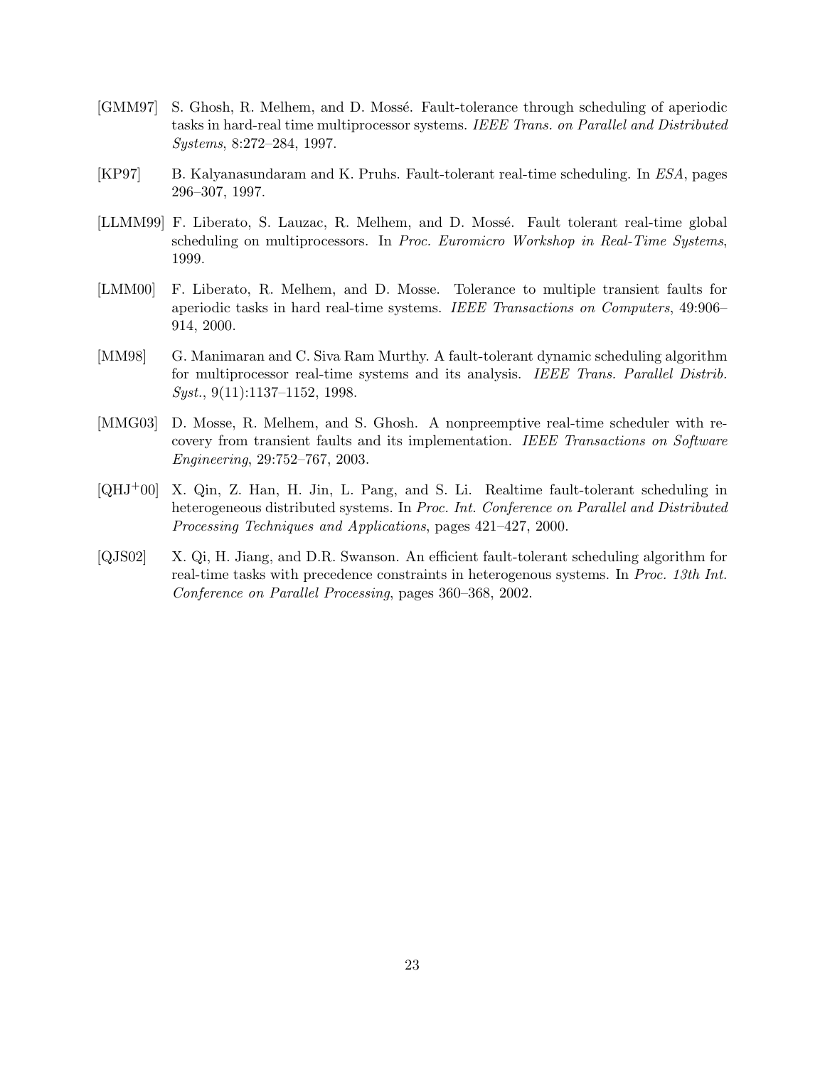[GMM97] S. Ghosh, R. Melhem, and D. Mossé. Fault-tolerance through scheduling of aperiodic tasks in hard-real time multiprocessor systems. *IEEE Trans. on Parallel and Distributed Systems*, 8:272–284, 1997.

[KP97] B. Kalyanasundaram and K. Pruhs. Fault-tolerant real-time scheduling. In *ESA*, pages 296–307, 1997.

[LLMM99] F. Liberato, S. Lauzac, R. Melhem, and D. Mossé. Fault tolerant real-time global scheduling on multiprocessors. In *Proc. Euromicro Workshop in Real-Time Systems*, 1999.

[LMM00] F. Liberato, R. Melhem, and D. Mosse. Tolerance to multiple transient faults for aperiodic tasks in hard real-time systems. *IEEE Transactions on Computers*, 49:906–914, 2000.

[MM98] G. Manimaran and C. Siva Ram Murthy. A fault-tolerant dynamic scheduling algorithm for multiprocessor real-time systems and its analysis. *IEEE Trans. Parallel Distrib. Syst.*, 9(11):1137–1152, 1998.

[MMG03] D. Mosse, R. Melhem, and S. Ghosh. A nonpreemptive real-time scheduler with recovery from transient faults and its implementation. *IEEE Transactions on Software Engineering*, 29:752–767, 2003.

[QHJ+00] X. Qin, Z. Han, H. Jin, L. Pang, and S. Li. Realtime fault-tolerant scheduling in heterogeneous distributed systems. In *Proc. Int. Conference on Parallel and Distributed Processing Techniques and Applications*, pages 421–427, 2000.

[QJS02] X. Qi, H. Jiang, and D.R. Swanson. An efficient fault-tolerant scheduling algorithm for real-time tasks with precedence constraints in heterogenous systems. In *Proc. 13th Int. Conference on Parallel Processing*, pages 360–368, 2002.